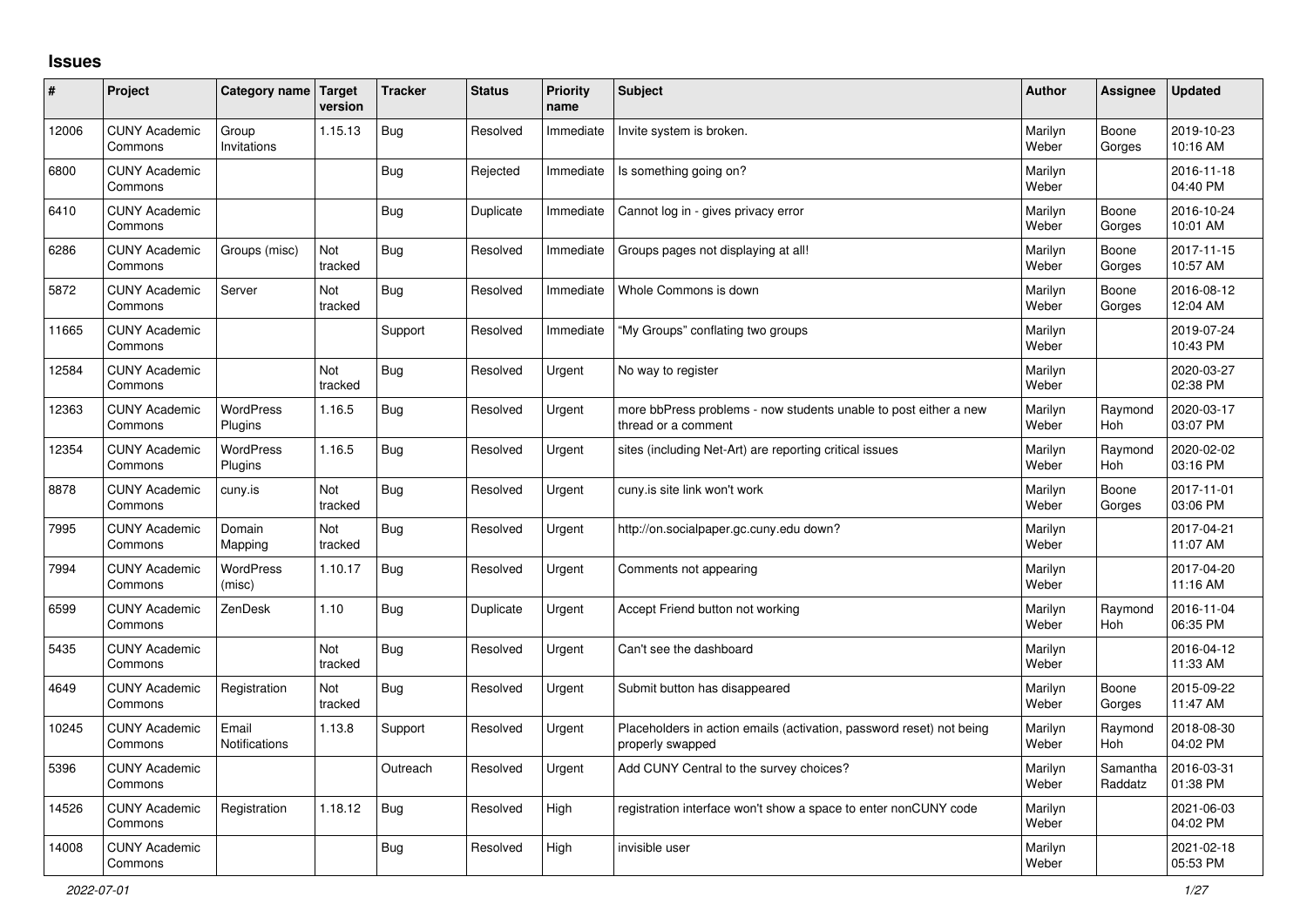## Issues

| # | Project | Category name | Target version | Tracker | Status | Priority name | Subject | Author | Assignee | Updated |
|---|---|---|---|---|---|---|---|---|---|---|
| 12006 | CUNY Academic Commons | Group Invitations | 1.15.13 | Bug | Resolved | Immediate | Invite system is broken. | Marilyn Weber | Boone Gorges | 2019-10-23 10:16 AM |
| 6800 | CUNY Academic Commons | | | Bug | Rejected | Immediate | Is something going on? | Marilyn Weber | | 2016-11-18 04:40 PM |
| 6410 | CUNY Academic Commons | | | Bug | Duplicate | Immediate | Cannot log in - gives privacy error | Marilyn Weber | Boone Gorges | 2016-10-24 10:01 AM |
| 6286 | CUNY Academic Commons | Groups (misc) | Not tracked | Bug | Resolved | Immediate | Groups pages not displaying at all! | Marilyn Weber | Boone Gorges | 2017-11-15 10:57 AM |
| 5872 | CUNY Academic Commons | Server | Not tracked | Bug | Resolved | Immediate | Whole Commons is down | Marilyn Weber | Boone Gorges | 2016-08-12 12:04 AM |
| 11665 | CUNY Academic Commons | | | Support | Resolved | Immediate | "My Groups" conflating two groups | Marilyn Weber | | 2019-07-24 10:43 PM |
| 12584 | CUNY Academic Commons | | Not tracked | Bug | Resolved | Urgent | No way to register | Marilyn Weber | | 2020-03-27 02:38 PM |
| 12363 | CUNY Academic Commons | WordPress Plugins | 1.16.5 | Bug | Resolved | Urgent | more bbPress problems - now students unable to post either a new thread or a comment | Marilyn Weber | Raymond Hoh | 2020-03-17 03:07 PM |
| 12354 | CUNY Academic Commons | WordPress Plugins | 1.16.5 | Bug | Resolved | Urgent | sites (including Net-Art) are reporting critical issues | Marilyn Weber | Raymond Hoh | 2020-02-02 03:16 PM |
| 8878 | CUNY Academic Commons | cuny.is | Not tracked | Bug | Resolved | Urgent | cuny.is site link won't work | Marilyn Weber | Boone Gorges | 2017-11-01 03:06 PM |
| 7995 | CUNY Academic Commons | Domain Mapping | Not tracked | Bug | Resolved | Urgent | http://on.socialpaper.gc.cuny.edu down? | Marilyn Weber | | 2017-04-21 11:07 AM |
| 7994 | CUNY Academic Commons | WordPress (misc) | 1.10.17 | Bug | Resolved | Urgent | Comments not appearing | Marilyn Weber | | 2017-04-20 11:16 AM |
| 6599 | CUNY Academic Commons | ZenDesk | 1.10 | Bug | Duplicate | Urgent | Accept Friend button not working | Marilyn Weber | Raymond Hoh | 2016-11-04 06:35 PM |
| 5435 | CUNY Academic Commons | | Not tracked | Bug | Resolved | Urgent | Can't see the dashboard | Marilyn Weber | | 2016-04-12 11:33 AM |
| 4649 | CUNY Academic Commons | Registration | Not tracked | Bug | Resolved | Urgent | Submit button has disappeared | Marilyn Weber | Boone Gorges | 2015-09-22 11:47 AM |
| 10245 | CUNY Academic Commons | Email Notifications | 1.13.8 | Support | Resolved | Urgent | Placeholders in action emails (activation, password reset) not being properly swapped | Marilyn Weber | Raymond Hoh | 2018-08-30 04:02 PM |
| 5396 | CUNY Academic Commons | | | Outreach | Resolved | Urgent | Add CUNY Central to the survey choices? | Marilyn Weber | Samantha Raddatz | 2016-03-31 01:38 PM |
| 14526 | CUNY Academic Commons | Registration | 1.18.12 | Bug | Resolved | High | registration interface won't show a space to enter nonCUNY code | Marilyn Weber | | 2021-06-03 04:02 PM |
| 14008 | CUNY Academic Commons | | | Bug | Resolved | High | invisible user | Marilyn Weber | | 2021-02-18 05:53 PM |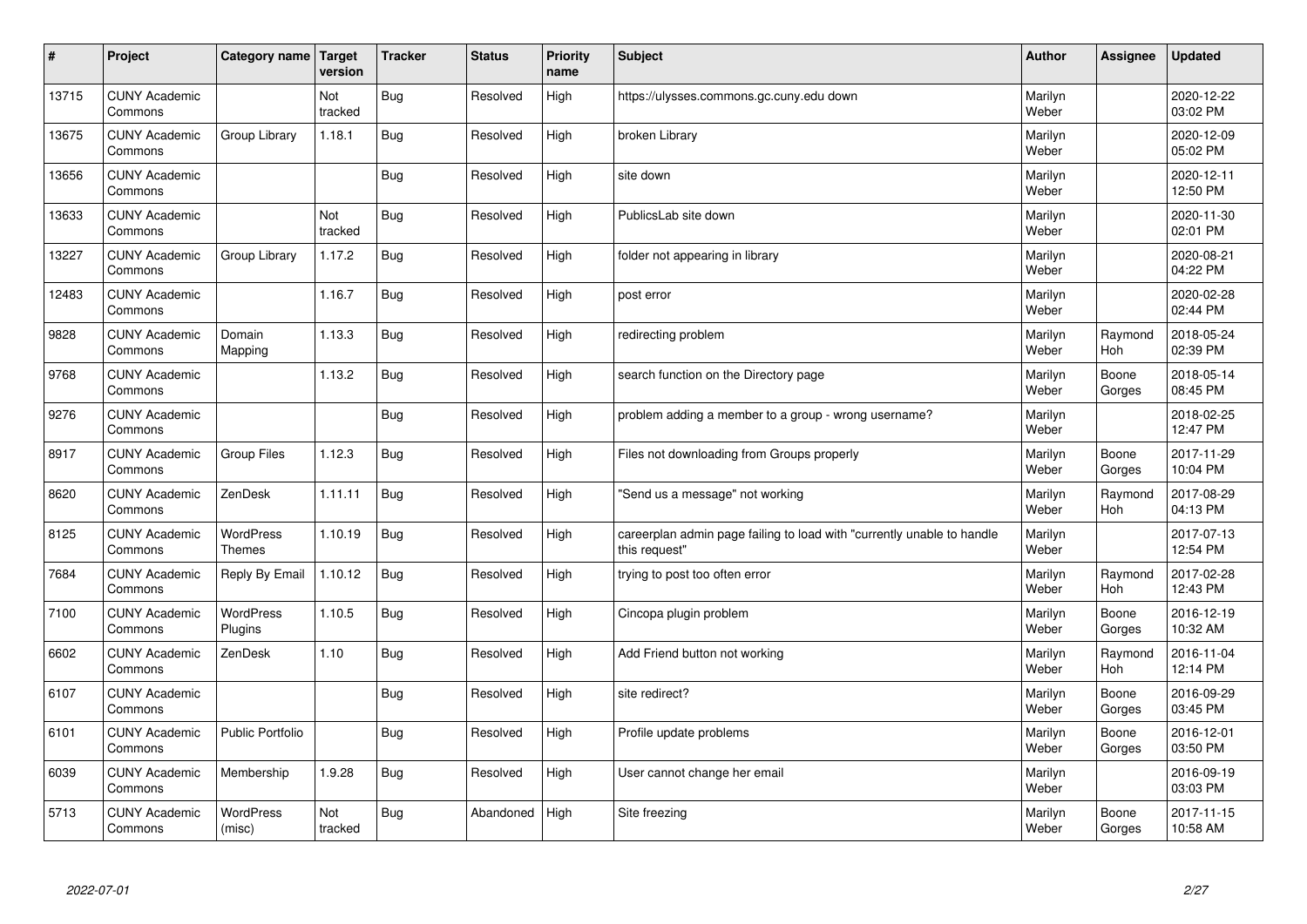| # | Project | Category name | Target version | Tracker | Status | Priority name | Subject | Author | Assignee | Updated |
|---|---|---|---|---|---|---|---|---|---|---|
| 13715 | CUNY Academic Commons | | Not tracked | Bug | Resolved | High | https://ulysses.commons.gc.cuny.edu down | Marilyn Weber | | 2020-12-22 03:02 PM |
| 13675 | CUNY Academic Commons | Group Library | 1.18.1 | Bug | Resolved | High | broken Library | Marilyn Weber | | 2020-12-09 05:02 PM |
| 13656 | CUNY Academic Commons | | | Bug | Resolved | High | site down | Marilyn Weber | | 2020-12-11 12:50 PM |
| 13633 | CUNY Academic Commons | | Not tracked | Bug | Resolved | High | PublicsLab site down | Marilyn Weber | | 2020-11-30 02:01 PM |
| 13227 | CUNY Academic Commons | Group Library | 1.17.2 | Bug | Resolved | High | folder not appearing in library | Marilyn Weber | | 2020-08-21 04:22 PM |
| 12483 | CUNY Academic Commons | | 1.16.7 | Bug | Resolved | High | post error | Marilyn Weber | | 2020-02-28 02:44 PM |
| 9828 | CUNY Academic Commons | Domain Mapping | 1.13.3 | Bug | Resolved | High | redirecting problem | Marilyn Weber | Raymond Hoh | 2018-05-24 02:39 PM |
| 9768 | CUNY Academic Commons | | 1.13.2 | Bug | Resolved | High | search function on the Directory page | Marilyn Weber | Boone Gorges | 2018-05-14 08:45 PM |
| 9276 | CUNY Academic Commons | | | Bug | Resolved | High | problem adding a member to a group - wrong username? | Marilyn Weber | | 2018-02-25 12:47 PM |
| 8917 | CUNY Academic Commons | Group Files | 1.12.3 | Bug | Resolved | High | Files not downloading from Groups properly | Marilyn Weber | Boone Gorges | 2017-11-29 10:04 PM |
| 8620 | CUNY Academic Commons | ZenDesk | 1.11.11 | Bug | Resolved | High | "Send us a message" not working | Marilyn Weber | Raymond Hoh | 2017-08-29 04:13 PM |
| 8125 | CUNY Academic Commons | WordPress Themes | 1.10.19 | Bug | Resolved | High | careerplan admin page failing to load with "currently unable to handle this request" | Marilyn Weber | | 2017-07-13 12:54 PM |
| 7684 | CUNY Academic Commons | Reply By Email | 1.10.12 | Bug | Resolved | High | trying to post too often error | Marilyn Weber | Raymond Hoh | 2017-02-28 12:43 PM |
| 7100 | CUNY Academic Commons | WordPress Plugins | 1.10.5 | Bug | Resolved | High | Cincopa plugin problem | Marilyn Weber | Boone Gorges | 2016-12-19 10:32 AM |
| 6602 | CUNY Academic Commons | ZenDesk | 1.10 | Bug | Resolved | High | Add Friend button not working | Marilyn Weber | Raymond Hoh | 2016-11-04 12:14 PM |
| 6107 | CUNY Academic Commons | | | Bug | Resolved | High | site redirect? | Marilyn Weber | Boone Gorges | 2016-09-29 03:45 PM |
| 6101 | CUNY Academic Commons | Public Portfolio | | Bug | Resolved | High | Profile update problems | Marilyn Weber | Boone Gorges | 2016-12-01 03:50 PM |
| 6039 | CUNY Academic Commons | Membership | 1.9.28 | Bug | Resolved | High | User cannot change her email | Marilyn Weber | | 2016-09-19 03:03 PM |
| 5713 | CUNY Academic Commons | WordPress (misc) | Not tracked | Bug | Abandoned | High | Site freezing | Marilyn Weber | Boone Gorges | 2017-11-15 10:58 AM |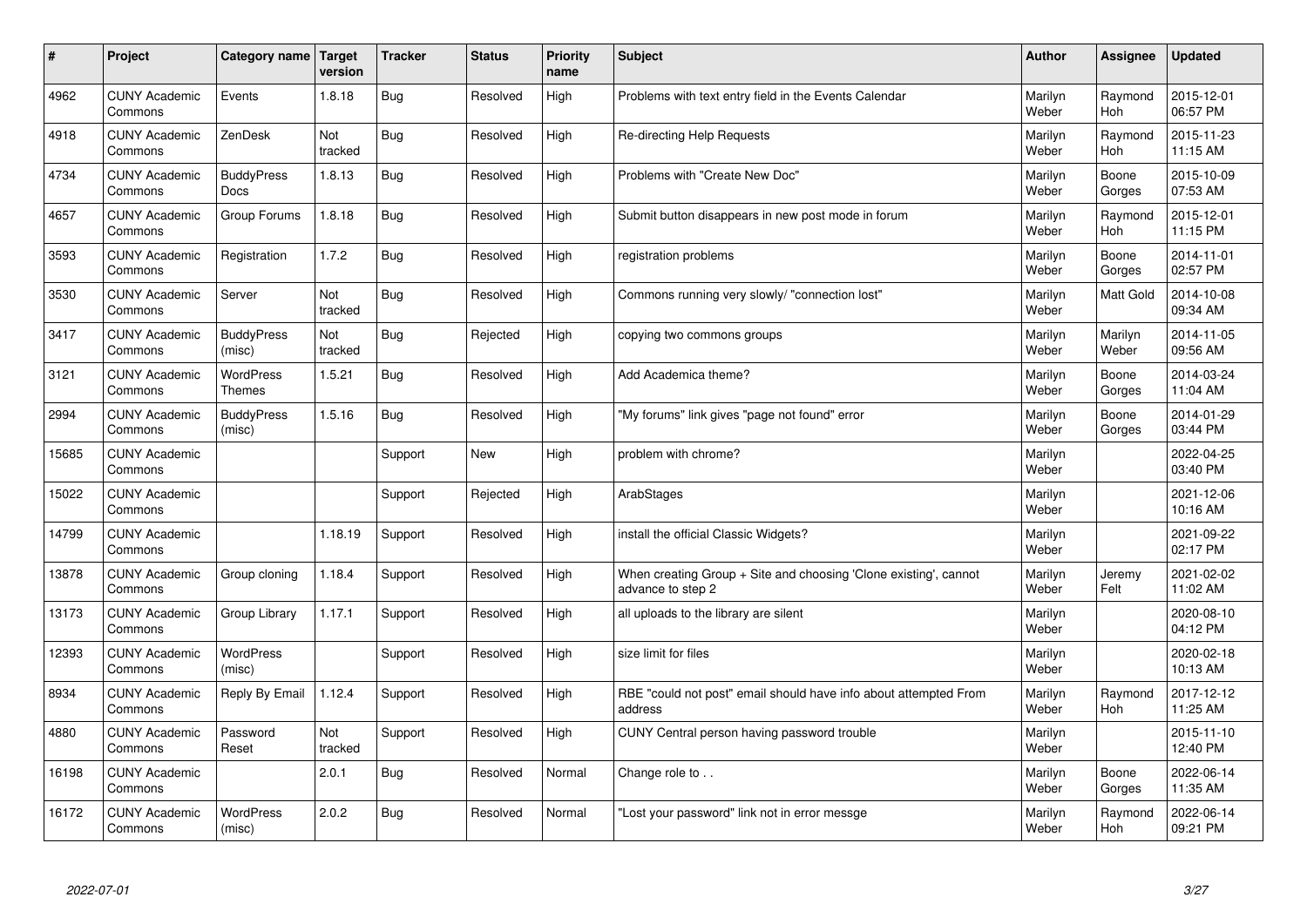| # | Project | Category name | Target version | Tracker | Status | Priority name | Subject | Author | Assignee | Updated |
|---|---|---|---|---|---|---|---|---|---|---|
| 4962 | CUNY Academic Commons | Events | 1.8.18 | Bug | Resolved | High | Problems with text entry field in the Events Calendar | Marilyn Weber | Raymond Hoh | 2015-12-01 06:57 PM |
| 4918 | CUNY Academic Commons | ZenDesk | Not tracked | Bug | Resolved | High | Re-directing Help Requests | Marilyn Weber | Raymond Hoh | 2015-11-23 11:15 AM |
| 4734 | CUNY Academic Commons | BuddyPress Docs | 1.8.13 | Bug | Resolved | High | Problems with "Create New Doc" | Marilyn Weber | Boone Gorges | 2015-10-09 07:53 AM |
| 4657 | CUNY Academic Commons | Group Forums | 1.8.18 | Bug | Resolved | High | Submit button disappears in new post mode in forum | Marilyn Weber | Raymond Hoh | 2015-12-01 11:15 PM |
| 3593 | CUNY Academic Commons | Registration | 1.7.2 | Bug | Resolved | High | registration problems | Marilyn Weber | Boone Gorges | 2014-11-01 02:57 PM |
| 3530 | CUNY Academic Commons | Server | Not tracked | Bug | Resolved | High | Commons running very slowly/ "connection lost" | Marilyn Weber | Matt Gold | 2014-10-08 09:34 AM |
| 3417 | CUNY Academic Commons | BuddyPress (misc) | Not tracked | Bug | Rejected | High | copying two commons groups | Marilyn Weber | Marilyn Weber | 2014-11-05 09:56 AM |
| 3121 | CUNY Academic Commons | WordPress Themes | 1.5.21 | Bug | Resolved | High | Add Academica theme? | Marilyn Weber | Boone Gorges | 2014-03-24 11:04 AM |
| 2994 | CUNY Academic Commons | BuddyPress (misc) | 1.5.16 | Bug | Resolved | High | "My forums" link gives "page not found" error | Marilyn Weber | Boone Gorges | 2014-01-29 03:44 PM |
| 15685 | CUNY Academic Commons | | | Support | New | High | problem with chrome? | Marilyn Weber | | 2022-04-25 03:40 PM |
| 15022 | CUNY Academic Commons | | | Support | Rejected | High | ArabStages | Marilyn Weber | | 2021-12-06 10:16 AM |
| 14799 | CUNY Academic Commons | | 1.18.19 | Support | Resolved | High | install the official Classic Widgets? | Marilyn Weber | | 2021-09-22 02:17 PM |
| 13878 | CUNY Academic Commons | Group cloning | 1.18.4 | Support | Resolved | High | When creating Group + Site and choosing 'Clone existing', cannot advance to step 2 | Marilyn Weber | Jeremy Felt | 2021-02-02 11:02 AM |
| 13173 | CUNY Academic Commons | Group Library | 1.17.1 | Support | Resolved | High | all uploads to the library are silent | Marilyn Weber | | 2020-08-10 04:12 PM |
| 12393 | CUNY Academic Commons | WordPress (misc) | | Support | Resolved | High | size limit for files | Marilyn Weber | | 2020-02-18 10:13 AM |
| 8934 | CUNY Academic Commons | Reply By Email | 1.12.4 | Support | Resolved | High | RBE "could not post" email should have info about attempted From address | Marilyn Weber | Raymond Hoh | 2017-12-12 11:25 AM |
| 4880 | CUNY Academic Commons | Password Reset | Not tracked | Support | Resolved | High | CUNY Central person having password trouble | Marilyn Weber | | 2015-11-10 12:40 PM |
| 16198 | CUNY Academic Commons | | 2.0.1 | Bug | Resolved | Normal | Change role to . . | Marilyn Weber | Boone Gorges | 2022-06-14 11:35 AM |
| 16172 | CUNY Academic Commons | WordPress (misc) | 2.0.2 | Bug | Resolved | Normal | "Lost your password" link not in error messge | Marilyn Weber | Raymond Hoh | 2022-06-14 09:21 PM |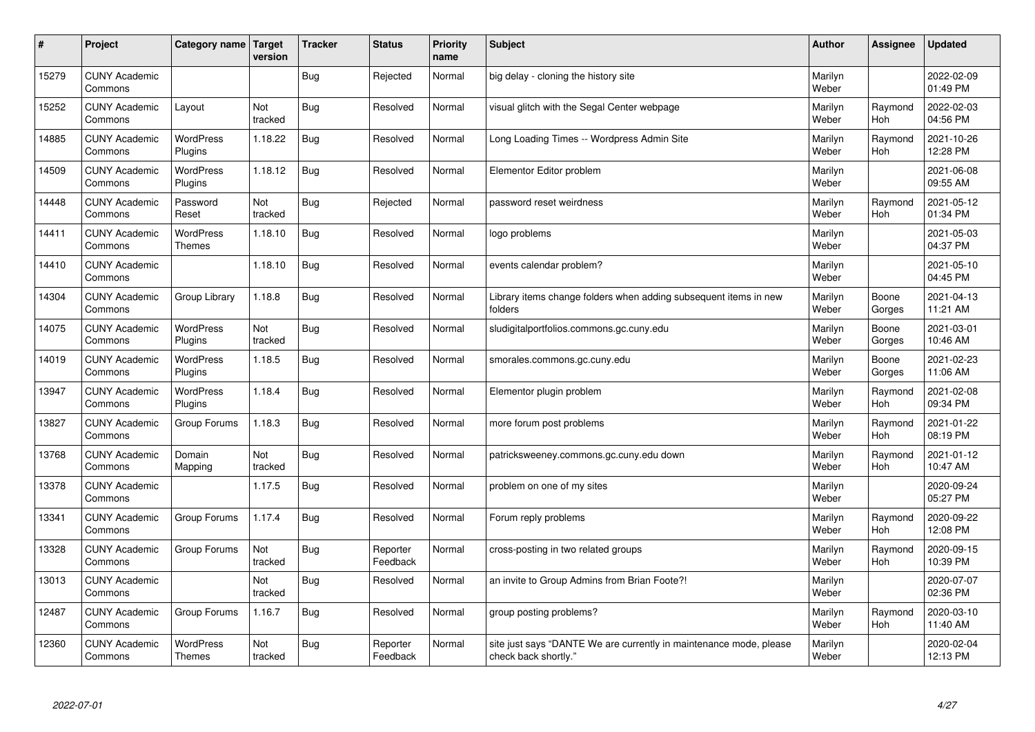| # | Project | Category name | Target version | Tracker | Status | Priority name | Subject | Author | Assignee | Updated |
|---|---|---|---|---|---|---|---|---|---|---|
| 15279 | CUNY Academic Commons | | | Bug | Rejected | Normal | big delay - cloning the history site | Marilyn Weber | | 2022-02-09 01:49 PM |
| 15252 | CUNY Academic Commons | Layout | Not tracked | Bug | Resolved | Normal | visual glitch with the Segal Center webpage | Marilyn Weber | Raymond Hoh | 2022-02-03 04:56 PM |
| 14885 | CUNY Academic Commons | WordPress Plugins | 1.18.22 | Bug | Resolved | Normal | Long Loading Times -- Wordpress Admin Site | Marilyn Weber | Raymond Hoh | 2021-10-26 12:28 PM |
| 14509 | CUNY Academic Commons | WordPress Plugins | 1.18.12 | Bug | Resolved | Normal | Elementor Editor problem | Marilyn Weber | | 2021-06-08 09:55 AM |
| 14448 | CUNY Academic Commons | Password Reset | Not tracked | Bug | Rejected | Normal | password reset weirdness | Marilyn Weber | Raymond Hoh | 2021-05-12 01:34 PM |
| 14411 | CUNY Academic Commons | WordPress Themes | 1.18.10 | Bug | Resolved | Normal | logo problems | Marilyn Weber | | 2021-05-03 04:37 PM |
| 14410 | CUNY Academic Commons | | 1.18.10 | Bug | Resolved | Normal | events calendar problem? | Marilyn Weber | | 2021-05-10 04:45 PM |
| 14304 | CUNY Academic Commons | Group Library | 1.18.8 | Bug | Resolved | Normal | Library items change folders when adding subsequent items in new folders | Marilyn Weber | Boone Gorges | 2021-04-13 11:21 AM |
| 14075 | CUNY Academic Commons | WordPress Plugins | Not tracked | Bug | Resolved | Normal | sludigitalportfolios.commons.gc.cuny.edu | Marilyn Weber | Boone Gorges | 2021-03-01 10:46 AM |
| 14019 | CUNY Academic Commons | WordPress Plugins | 1.18.5 | Bug | Resolved | Normal | smorales.commons.gc.cuny.edu | Marilyn Weber | Boone Gorges | 2021-02-23 11:06 AM |
| 13947 | CUNY Academic Commons | WordPress Plugins | 1.18.4 | Bug | Resolved | Normal | Elementor plugin problem | Marilyn Weber | Raymond Hoh | 2021-02-08 09:34 PM |
| 13827 | CUNY Academic Commons | Group Forums | 1.18.3 | Bug | Resolved | Normal | more forum post problems | Marilyn Weber | Raymond Hoh | 2021-01-22 08:19 PM |
| 13768 | CUNY Academic Commons | Domain Mapping | Not tracked | Bug | Resolved | Normal | patricksweeney.commons.gc.cuny.edu down | Marilyn Weber | Raymond Hoh | 2021-01-12 10:47 AM |
| 13378 | CUNY Academic Commons | | 1.17.5 | Bug | Resolved | Normal | problem on one of my sites | Marilyn Weber | | 2020-09-24 05:27 PM |
| 13341 | CUNY Academic Commons | Group Forums | 1.17.4 | Bug | Resolved | Normal | Forum reply problems | Marilyn Weber | Raymond Hoh | 2020-09-22 12:08 PM |
| 13328 | CUNY Academic Commons | Group Forums | Not tracked | Bug | Reporter Feedback | Normal | cross-posting in two related groups | Marilyn Weber | Raymond Hoh | 2020-09-15 10:39 PM |
| 13013 | CUNY Academic Commons | | Not tracked | Bug | Resolved | Normal | an invite to Group Admins from Brian Foote?! | Marilyn Weber | | 2020-07-07 02:36 PM |
| 12487 | CUNY Academic Commons | Group Forums | 1.16.7 | Bug | Resolved | Normal | group posting problems? | Marilyn Weber | Raymond Hoh | 2020-03-10 11:40 AM |
| 12360 | CUNY Academic Commons | WordPress Themes | Not tracked | Bug | Reporter Feedback | Normal | site just says "DANTE We are currently in maintenance mode, please check back shortly." | Marilyn Weber | | 2020-02-04 12:13 PM |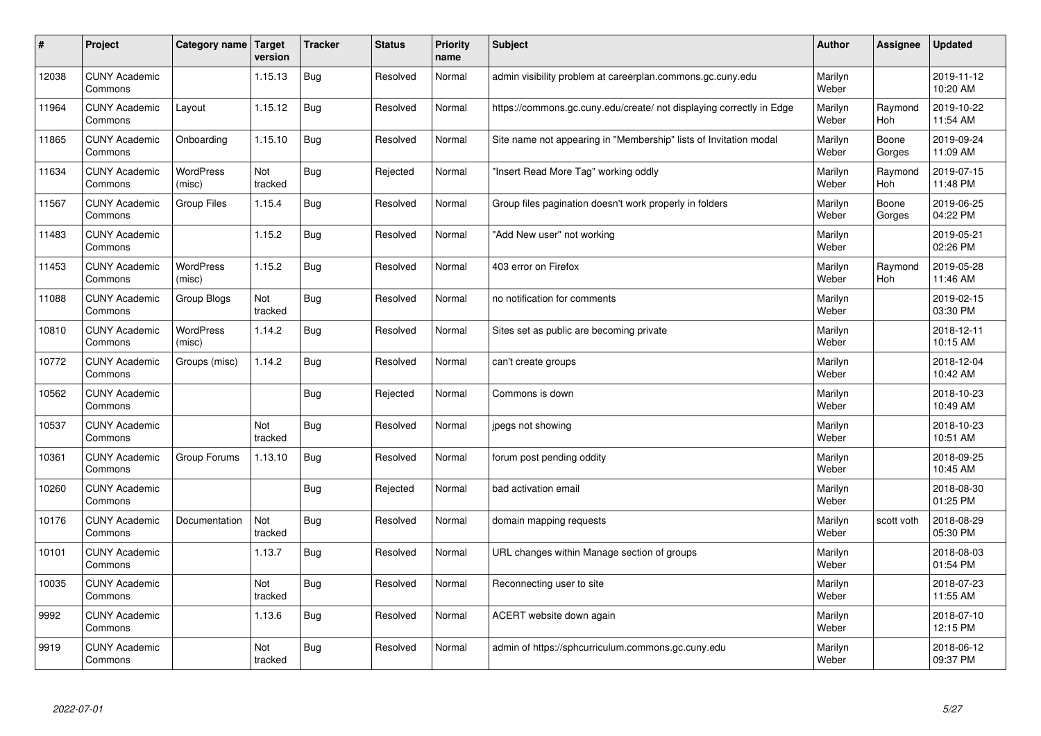| # | Project | Category name | Target version | Tracker | Status | Priority name | Subject | Author | Assignee | Updated |
|---|---|---|---|---|---|---|---|---|---|---|
| 12038 | CUNY Academic Commons | | 1.15.13 | Bug | Resolved | Normal | admin visibility problem at careerplan.commons.gc.cuny.edu | Marilyn Weber | | 2019-11-12 10:20 AM |
| 11964 | CUNY Academic Commons | Layout | 1.15.12 | Bug | Resolved | Normal | https://commons.gc.cuny.edu/create/ not displaying correctly in Edge | Marilyn Weber | Raymond Hoh | 2019-10-22 11:54 AM |
| 11865 | CUNY Academic Commons | Onboarding | 1.15.10 | Bug | Resolved | Normal | Site name not appearing in "Membership" lists of Invitation modal | Marilyn Weber | Boone Gorges | 2019-09-24 11:09 AM |
| 11634 | CUNY Academic Commons | WordPress (misc) | Not tracked | Bug | Rejected | Normal | "Insert Read More Tag" working oddly | Marilyn Weber | Raymond Hoh | 2019-07-15 11:48 PM |
| 11567 | CUNY Academic Commons | Group Files | 1.15.4 | Bug | Resolved | Normal | Group files pagination doesn't work properly in folders | Marilyn Weber | Boone Gorges | 2019-06-25 04:22 PM |
| 11483 | CUNY Academic Commons | | 1.15.2 | Bug | Resolved | Normal | "Add New user" not working | Marilyn Weber | | 2019-05-21 02:26 PM |
| 11453 | CUNY Academic Commons | WordPress (misc) | 1.15.2 | Bug | Resolved | Normal | 403 error on Firefox | Marilyn Weber | Raymond Hoh | 2019-05-28 11:46 AM |
| 11088 | CUNY Academic Commons | Group Blogs | Not tracked | Bug | Resolved | Normal | no notification for comments | Marilyn Weber | | 2019-02-15 03:30 PM |
| 10810 | CUNY Academic Commons | WordPress (misc) | 1.14.2 | Bug | Resolved | Normal | Sites set as public are becoming private | Marilyn Weber | | 2018-12-11 10:15 AM |
| 10772 | CUNY Academic Commons | Groups (misc) | 1.14.2 | Bug | Resolved | Normal | can't create groups | Marilyn Weber | | 2018-12-04 10:42 AM |
| 10562 | CUNY Academic Commons | | | Bug | Rejected | Normal | Commons is down | Marilyn Weber | | 2018-10-23 10:49 AM |
| 10537 | CUNY Academic Commons | | Not tracked | Bug | Resolved | Normal | jpegs not showing | Marilyn Weber | | 2018-10-23 10:51 AM |
| 10361 | CUNY Academic Commons | Group Forums | 1.13.10 | Bug | Resolved | Normal | forum post pending oddity | Marilyn Weber | | 2018-09-25 10:45 AM |
| 10260 | CUNY Academic Commons | | | Bug | Rejected | Normal | bad activation email | Marilyn Weber | | 2018-08-30 01:25 PM |
| 10176 | CUNY Academic Commons | Documentation | Not tracked | Bug | Resolved | Normal | domain mapping requests | Marilyn Weber | scott voth | 2018-08-29 05:30 PM |
| 10101 | CUNY Academic Commons | | 1.13.7 | Bug | Resolved | Normal | URL changes within Manage section of groups | Marilyn Weber | | 2018-08-03 01:54 PM |
| 10035 | CUNY Academic Commons | | Not tracked | Bug | Resolved | Normal | Reconnecting user to site | Marilyn Weber | | 2018-07-23 11:55 AM |
| 9992 | CUNY Academic Commons | | 1.13.6 | Bug | Resolved | Normal | ACERT website down again | Marilyn Weber | | 2018-07-10 12:15 PM |
| 9919 | CUNY Academic Commons | | Not tracked | Bug | Resolved | Normal | admin of https://sphcurriculum.commons.gc.cuny.edu | Marilyn Weber | | 2018-06-12 09:37 PM |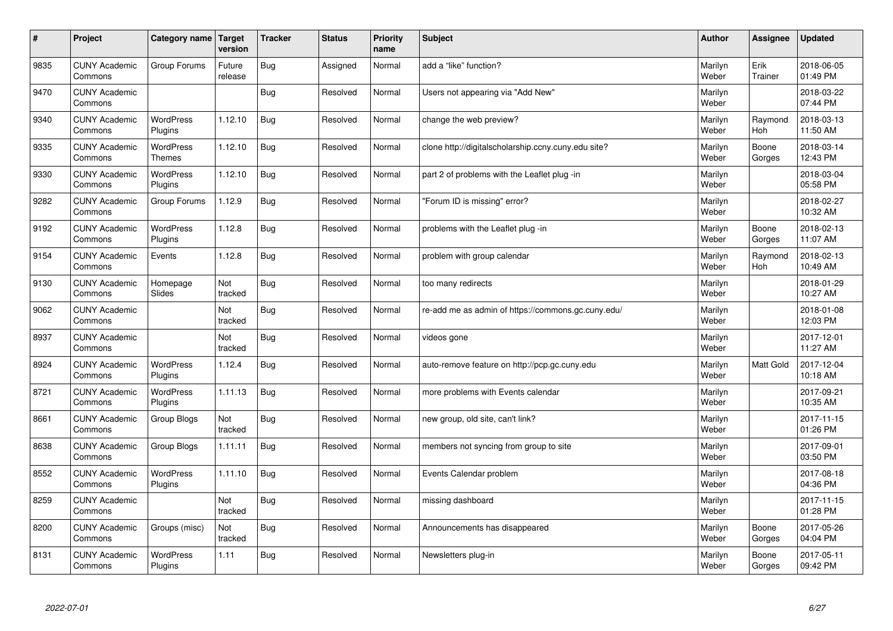| # | Project | Category name | Target version | Tracker | Status | Priority name | Subject | Author | Assignee | Updated |
|---|---|---|---|---|---|---|---|---|---|---|
| 9835 | CUNY Academic Commons | Group Forums | Future release | Bug | Assigned | Normal | add a "like" function? | Marilyn Weber | Erik Trainer | 2018-06-05 01:49 PM |
| 9470 | CUNY Academic Commons | | | Bug | Resolved | Normal | Users not appearing via "Add New" | Marilyn Weber | | 2018-03-22 07:44 PM |
| 9340 | CUNY Academic Commons | WordPress Plugins | 1.12.10 | Bug | Resolved | Normal | change the web preview? | Marilyn Weber | Raymond Hoh | 2018-03-13 11:50 AM |
| 9335 | CUNY Academic Commons | WordPress Themes | 1.12.10 | Bug | Resolved | Normal | clone http://digitalscholarship.ccny.cuny.edu site? | Marilyn Weber | Boone Gorges | 2018-03-14 12:43 PM |
| 9330 | CUNY Academic Commons | WordPress Plugins | 1.12.10 | Bug | Resolved | Normal | part 2 of problems with the Leaflet plug -in | Marilyn Weber | | 2018-03-04 05:58 PM |
| 9282 | CUNY Academic Commons | Group Forums | 1.12.9 | Bug | Resolved | Normal | "Forum ID is missing" error? | Marilyn Weber | | 2018-02-27 10:32 AM |
| 9192 | CUNY Academic Commons | WordPress Plugins | 1.12.8 | Bug | Resolved | Normal | problems with the Leaflet plug -in | Marilyn Weber | Boone Gorges | 2018-02-13 11:07 AM |
| 9154 | CUNY Academic Commons | Events | 1.12.8 | Bug | Resolved | Normal | problem with group calendar | Marilyn Weber | Raymond Hoh | 2018-02-13 10:49 AM |
| 9130 | CUNY Academic Commons | Homepage Slides | Not tracked | Bug | Resolved | Normal | too many redirects | Marilyn Weber | | 2018-01-29 10:27 AM |
| 9062 | CUNY Academic Commons | | Not tracked | Bug | Resolved | Normal | re-add me as admin of https://commons.gc.cuny.edu/ | Marilyn Weber | | 2018-01-08 12:03 PM |
| 8937 | CUNY Academic Commons | | Not tracked | Bug | Resolved | Normal | videos gone | Marilyn Weber | | 2017-12-01 11:27 AM |
| 8924 | CUNY Academic Commons | WordPress Plugins | 1.12.4 | Bug | Resolved | Normal | auto-remove feature on http://pcp.gc.cuny.edu | Marilyn Weber | Matt Gold | 2017-12-04 10:18 AM |
| 8721 | CUNY Academic Commons | WordPress Plugins | 1.11.13 | Bug | Resolved | Normal | more problems with Events calendar | Marilyn Weber | | 2017-09-21 10:35 AM |
| 8661 | CUNY Academic Commons | Group Blogs | Not tracked | Bug | Resolved | Normal | new group, old site, can't link? | Marilyn Weber | | 2017-11-15 01:26 PM |
| 8638 | CUNY Academic Commons | Group Blogs | 1.11.11 | Bug | Resolved | Normal | members not syncing from group to site | Marilyn Weber | | 2017-09-01 03:50 PM |
| 8552 | CUNY Academic Commons | WordPress Plugins | 1.11.10 | Bug | Resolved | Normal | Events Calendar problem | Marilyn Weber | | 2017-08-18 04:36 PM |
| 8259 | CUNY Academic Commons | | Not tracked | Bug | Resolved | Normal | missing dashboard | Marilyn Weber | | 2017-11-15 01:28 PM |
| 8200 | CUNY Academic Commons | Groups (misc) | Not tracked | Bug | Resolved | Normal | Announcements has disappeared | Marilyn Weber | Boone Gorges | 2017-05-26 04:04 PM |
| 8131 | CUNY Academic Commons | WordPress Plugins | 1.11 | Bug | Resolved | Normal | Newsletters plug-in | Marilyn Weber | Boone Gorges | 2017-05-11 09:42 PM |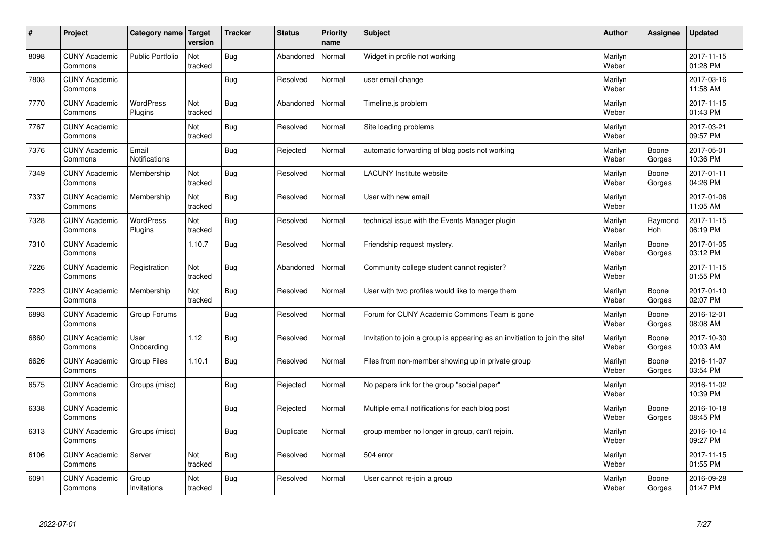| # | Project | Category name | Target version | Tracker | Status | Priority name | Subject | Author | Assignee | Updated |
|---|---|---|---|---|---|---|---|---|---|---|
| 8098 | CUNY Academic Commons | Public Portfolio | Not tracked | Bug | Abandoned | Normal | Widget in profile not working | Marilyn Weber | | 2017-11-15 01:28 PM |
| 7803 | CUNY Academic Commons | | | Bug | Resolved | Normal | user email change | Marilyn Weber | | 2017-03-16 11:58 AM |
| 7770 | CUNY Academic Commons | WordPress Plugins | Not tracked | Bug | Abandoned | Normal | Timeline.js problem | Marilyn Weber | | 2017-11-15 01:43 PM |
| 7767 | CUNY Academic Commons | | Not tracked | Bug | Resolved | Normal | Site loading problems | Marilyn Weber | | 2017-03-21 09:57 PM |
| 7376 | CUNY Academic Commons | Email Notifications | | Bug | Rejected | Normal | automatic forwarding of blog posts not working | Marilyn Weber | Boone Gorges | 2017-05-01 10:36 PM |
| 7349 | CUNY Academic Commons | Membership | Not tracked | Bug | Resolved | Normal | LACUNY Institute website | Marilyn Weber | Boone Gorges | 2017-01-11 04:26 PM |
| 7337 | CUNY Academic Commons | Membership | Not tracked | Bug | Resolved | Normal | User with new email | Marilyn Weber | | 2017-01-06 11:05 AM |
| 7328 | CUNY Academic Commons | WordPress Plugins | Not tracked | Bug | Resolved | Normal | technical issue with the Events Manager plugin | Marilyn Weber | Raymond Hoh | 2017-11-15 06:19 PM |
| 7310 | CUNY Academic Commons | | 1.10.7 | Bug | Resolved | Normal | Friendship request mystery. | Marilyn Weber | Boone Gorges | 2017-01-05 03:12 PM |
| 7226 | CUNY Academic Commons | Registration | Not tracked | Bug | Abandoned | Normal | Community college student cannot register? | Marilyn Weber | | 2017-11-15 01:55 PM |
| 7223 | CUNY Academic Commons | Membership | Not tracked | Bug | Resolved | Normal | User with two profiles would like to merge them | Marilyn Weber | Boone Gorges | 2017-01-10 02:07 PM |
| 6893 | CUNY Academic Commons | Group Forums | | Bug | Resolved | Normal | Forum for CUNY Academic Commons Team is gone | Marilyn Weber | Boone Gorges | 2016-12-01 08:08 AM |
| 6860 | CUNY Academic Commons | User Onboarding | 1.12 | Bug | Resolved | Normal | Invitation to join a group is appearing as an invitation to join the site! | Marilyn Weber | Boone Gorges | 2017-10-30 10:03 AM |
| 6626 | CUNY Academic Commons | Group Files | 1.10.1 | Bug | Resolved | Normal | Files from non-member showing up in private group | Marilyn Weber | Boone Gorges | 2016-11-07 03:54 PM |
| 6575 | CUNY Academic Commons | Groups (misc) | | Bug | Rejected | Normal | No papers link for the group "social paper" | Marilyn Weber | | 2016-11-02 10:39 PM |
| 6338 | CUNY Academic Commons | | | Bug | Rejected | Normal | Multiple email notifications for each blog post | Marilyn Weber | Boone Gorges | 2016-10-18 08:45 PM |
| 6313 | CUNY Academic Commons | Groups (misc) | | Bug | Duplicate | Normal | group member no longer in group, can't rejoin. | Marilyn Weber | | 2016-10-14 09:27 PM |
| 6106 | CUNY Academic Commons | Server | Not tracked | Bug | Resolved | Normal | 504 error | Marilyn Weber | | 2017-11-15 01:55 PM |
| 6091 | CUNY Academic Commons | Group Invitations | Not tracked | Bug | Resolved | Normal | User cannot re-join a group | Marilyn Weber | Boone Gorges | 2016-09-28 01:47 PM |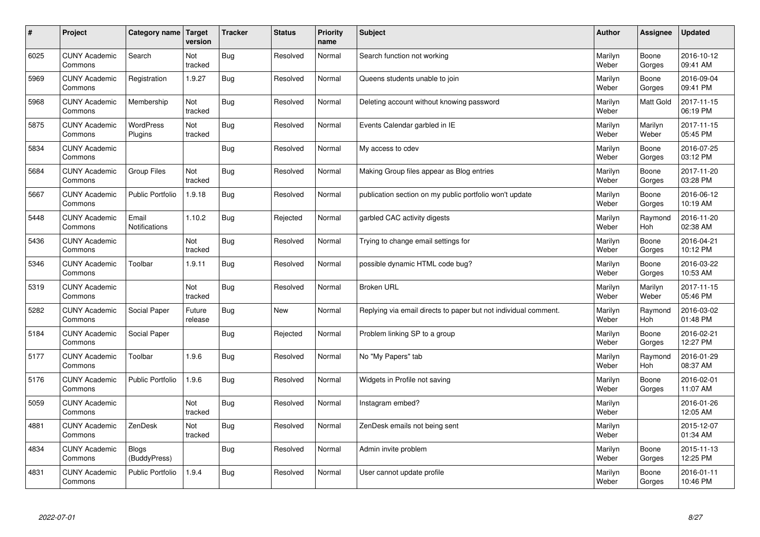| # | Project | Category name | Target version | Tracker | Status | Priority name | Subject | Author | Assignee | Updated |
|---|---|---|---|---|---|---|---|---|---|---|
| 6025 | CUNY Academic Commons | Search | Not tracked | Bug | Resolved | Normal | Search function not working | Marilyn Weber | Boone Gorges | 2016-10-12 09:41 AM |
| 5969 | CUNY Academic Commons | Registration | 1.9.27 | Bug | Resolved | Normal | Queens students unable to join | Marilyn Weber | Boone Gorges | 2016-09-04 09:41 PM |
| 5968 | CUNY Academic Commons | Membership | Not tracked | Bug | Resolved | Normal | Deleting account without knowing password | Marilyn Weber | Matt Gold | 2017-11-15 06:19 PM |
| 5875 | CUNY Academic Commons | WordPress Plugins | Not tracked | Bug | Resolved | Normal | Events Calendar garbled in IE | Marilyn Weber | Marilyn Weber | 2017-11-15 05:45 PM |
| 5834 | CUNY Academic Commons | | | Bug | Resolved | Normal | My access to cdev | Marilyn Weber | Boone Gorges | 2016-07-25 03:12 PM |
| 5684 | CUNY Academic Commons | Group Files | Not tracked | Bug | Resolved | Normal | Making Group files appear as Blog entries | Marilyn Weber | Boone Gorges | 2017-11-20 03:28 PM |
| 5667 | CUNY Academic Commons | Public Portfolio | 1.9.18 | Bug | Resolved | Normal | publication section on my public portfolio won't update | Marilyn Weber | Boone Gorges | 2016-06-12 10:19 AM |
| 5448 | CUNY Academic Commons | Email Notifications | 1.10.2 | Bug | Rejected | Normal | garbled CAC activity digests | Marilyn Weber | Raymond Hoh | 2016-11-20 02:38 AM |
| 5436 | CUNY Academic Commons | | Not tracked | Bug | Resolved | Normal | Trying to change email settings for | Marilyn Weber | Boone Gorges | 2016-04-21 10:12 PM |
| 5346 | CUNY Academic Commons | Toolbar | 1.9.11 | Bug | Resolved | Normal | possible dynamic HTML code bug? | Marilyn Weber | Boone Gorges | 2016-03-22 10:53 AM |
| 5319 | CUNY Academic Commons | | Not tracked | Bug | Resolved | Normal | Broken URL | Marilyn Weber | Marilyn Weber | 2017-11-15 05:46 PM |
| 5282 | CUNY Academic Commons | Social Paper | Future release | Bug | New | Normal | Replying via email directs to paper but not individual comment. | Marilyn Weber | Raymond Hoh | 2016-03-02 01:48 PM |
| 5184 | CUNY Academic Commons | Social Paper | | Bug | Rejected | Normal | Problem linking SP to a group | Marilyn Weber | Boone Gorges | 2016-02-21 12:27 PM |
| 5177 | CUNY Academic Commons | Toolbar | 1.9.6 | Bug | Resolved | Normal | No "My Papers" tab | Marilyn Weber | Raymond Hoh | 2016-01-29 08:37 AM |
| 5176 | CUNY Academic Commons | Public Portfolio | 1.9.6 | Bug | Resolved | Normal | Widgets in Profile not saving | Marilyn Weber | Boone Gorges | 2016-02-01 11:07 AM |
| 5059 | CUNY Academic Commons | | Not tracked | Bug | Resolved | Normal | Instagram embed? | Marilyn Weber | | 2016-01-26 12:05 AM |
| 4881 | CUNY Academic Commons | ZenDesk | Not tracked | Bug | Resolved | Normal | ZenDesk emails not being sent | Marilyn Weber | | 2015-12-07 01:34 AM |
| 4834 | CUNY Academic Commons | Blogs (BuddyPress) | | Bug | Resolved | Normal | Admin invite problem | Marilyn Weber | Boone Gorges | 2015-11-13 12:25 PM |
| 4831 | CUNY Academic Commons | Public Portfolio | 1.9.4 | Bug | Resolved | Normal | User cannot update profile | Marilyn Weber | Boone Gorges | 2016-01-11 10:46 PM |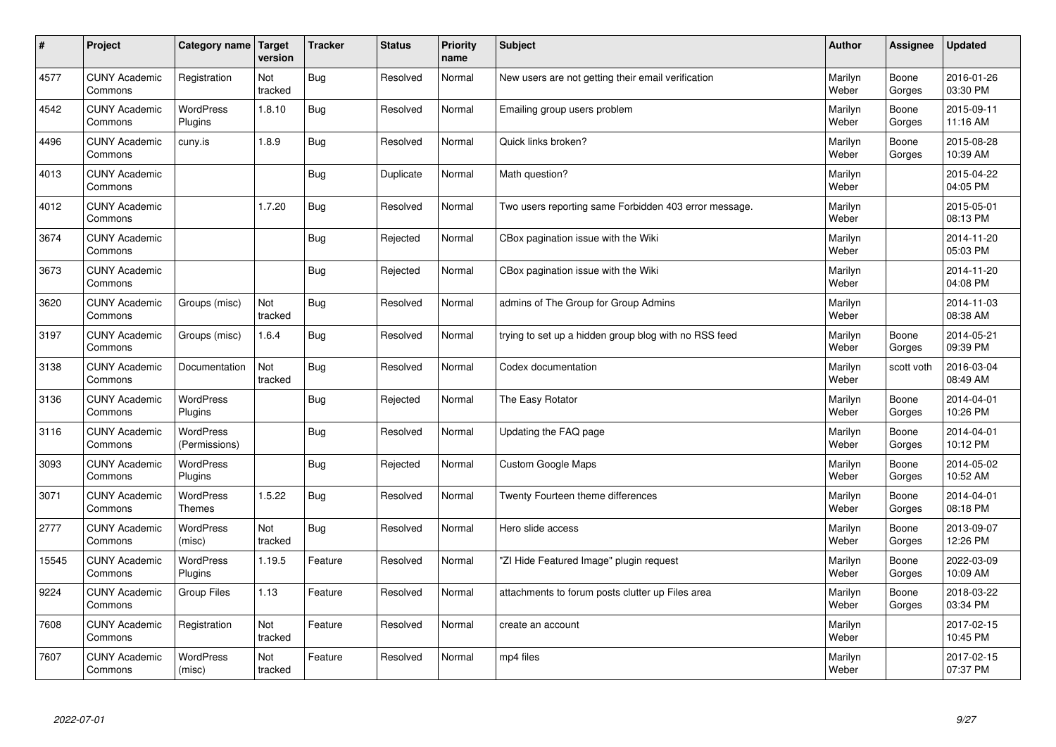| # | Project | Category name | Target version | Tracker | Status | Priority name | Subject | Author | Assignee | Updated |
|---|---|---|---|---|---|---|---|---|---|---|
| 4577 | CUNY Academic Commons | Registration | Not tracked | Bug | Resolved | Normal | New users are not getting their email verification | Marilyn Weber | Boone Gorges | 2016-01-26 03:30 PM |
| 4542 | CUNY Academic Commons | WordPress Plugins | 1.8.10 | Bug | Resolved | Normal | Emailing group users problem | Marilyn Weber | Boone Gorges | 2015-09-11 11:16 AM |
| 4496 | CUNY Academic Commons | cuny.is | 1.8.9 | Bug | Resolved | Normal | Quick links broken? | Marilyn Weber | Boone Gorges | 2015-08-28 10:39 AM |
| 4013 | CUNY Academic Commons | | | Bug | Duplicate | Normal | Math question? | Marilyn Weber | | 2015-04-22 04:05 PM |
| 4012 | CUNY Academic Commons | | 1.7.20 | Bug | Resolved | Normal | Two users reporting same Forbidden 403 error message. | Marilyn Weber | | 2015-05-01 08:13 PM |
| 3674 | CUNY Academic Commons | | | Bug | Rejected | Normal | CBox pagination issue with the Wiki | Marilyn Weber | | 2014-11-20 05:03 PM |
| 3673 | CUNY Academic Commons | | | Bug | Rejected | Normal | CBox pagination issue with the Wiki | Marilyn Weber | | 2014-11-20 04:08 PM |
| 3620 | CUNY Academic Commons | Groups (misc) | Not tracked | Bug | Resolved | Normal | admins of The Group for Group Admins | Marilyn Weber | | 2014-11-03 08:38 AM |
| 3197 | CUNY Academic Commons | Groups (misc) | 1.6.4 | Bug | Resolved | Normal | trying to set up a hidden group blog with no RSS feed | Marilyn Weber | Boone Gorges | 2014-05-21 09:39 PM |
| 3138 | CUNY Academic Commons | Documentation | Not tracked | Bug | Resolved | Normal | Codex documentation | Marilyn Weber | scott voth | 2016-03-04 08:49 AM |
| 3136 | CUNY Academic Commons | WordPress Plugins | | Bug | Rejected | Normal | The Easy Rotator | Marilyn Weber | Boone Gorges | 2014-04-01 10:26 PM |
| 3116 | CUNY Academic Commons | WordPress (Permissions) | | Bug | Resolved | Normal | Updating the FAQ page | Marilyn Weber | Boone Gorges | 2014-04-01 10:12 PM |
| 3093 | CUNY Academic Commons | WordPress Plugins | | Bug | Rejected | Normal | Custom Google Maps | Marilyn Weber | Boone Gorges | 2014-05-02 10:52 AM |
| 3071 | CUNY Academic Commons | WordPress Themes | 1.5.22 | Bug | Resolved | Normal | Twenty Fourteen theme differences | Marilyn Weber | Boone Gorges | 2014-04-01 08:18 PM |
| 2777 | CUNY Academic Commons | WordPress (misc) | Not tracked | Bug | Resolved | Normal | Hero slide access | Marilyn Weber | Boone Gorges | 2013-09-07 12:26 PM |
| 15545 | CUNY Academic Commons | WordPress Plugins | 1.19.5 | Feature | Resolved | Normal | "ZI Hide Featured Image" plugin request | Marilyn Weber | Boone Gorges | 2022-03-09 10:09 AM |
| 9224 | CUNY Academic Commons | Group Files | 1.13 | Feature | Resolved | Normal | attachments to forum posts clutter up Files area | Marilyn Weber | Boone Gorges | 2018-03-22 03:34 PM |
| 7608 | CUNY Academic Commons | Registration | Not tracked | Feature | Resolved | Normal | create an account | Marilyn Weber | | 2017-02-15 10:45 PM |
| 7607 | CUNY Academic Commons | WordPress (misc) | Not tracked | Feature | Resolved | Normal | mp4 files | Marilyn Weber | | 2017-02-15 07:37 PM |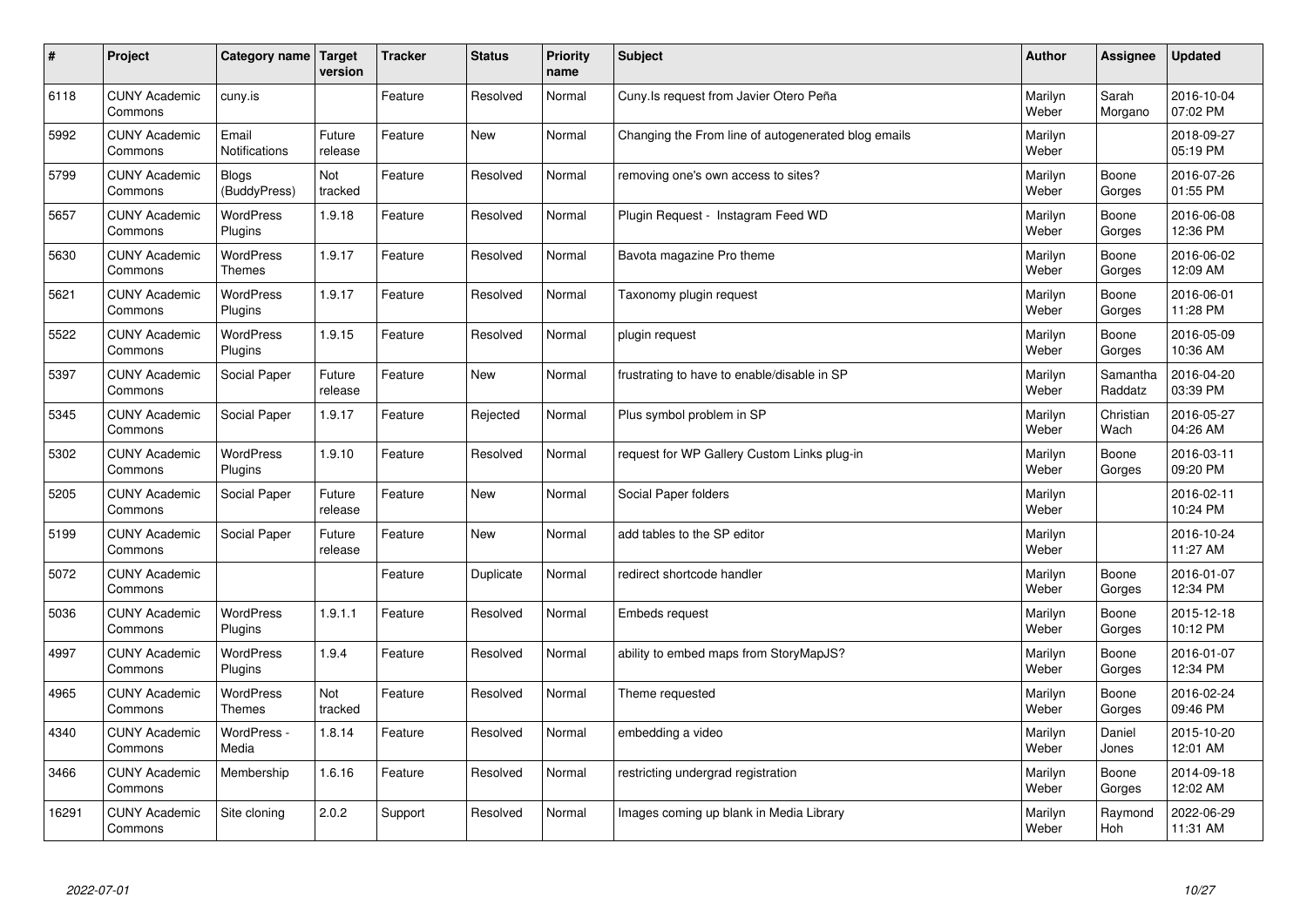| # | Project | Category name | Target version | Tracker | Status | Priority name | Subject | Author | Assignee | Updated |
|---|---|---|---|---|---|---|---|---|---|---|
| 6118 | CUNY Academic Commons | cuny.is | | Feature | Resolved | Normal | Cuny.Is request from Javier Otero Peña | Marilyn Weber | Sarah Morgano | 2016-10-04 07:02 PM |
| 5992 | CUNY Academic Commons | Email Notifications | Future release | Feature | New | Normal | Changing the From line of autogenerated blog emails | Marilyn Weber | | 2018-09-27 05:19 PM |
| 5799 | CUNY Academic Commons | Blogs (BuddyPress) | Not tracked | Feature | Resolved | Normal | removing one's own access to sites? | Marilyn Weber | Boone Gorges | 2016-07-26 01:55 PM |
| 5657 | CUNY Academic Commons | WordPress Plugins | 1.9.18 | Feature | Resolved | Normal | Plugin Request - Instagram Feed WD | Marilyn Weber | Boone Gorges | 2016-06-08 12:36 PM |
| 5630 | CUNY Academic Commons | WordPress Themes | 1.9.17 | Feature | Resolved | Normal | Bavota magazine Pro theme | Marilyn Weber | Boone Gorges | 2016-06-02 12:09 AM |
| 5621 | CUNY Academic Commons | WordPress Plugins | 1.9.17 | Feature | Resolved | Normal | Taxonomy plugin request | Marilyn Weber | Boone Gorges | 2016-06-01 11:28 PM |
| 5522 | CUNY Academic Commons | WordPress Plugins | 1.9.15 | Feature | Resolved | Normal | plugin request | Marilyn Weber | Boone Gorges | 2016-05-09 10:36 AM |
| 5397 | CUNY Academic Commons | Social Paper | Future release | Feature | New | Normal | frustrating to have to enable/disable in SP | Marilyn Weber | Samantha Raddatz | 2016-04-20 03:39 PM |
| 5345 | CUNY Academic Commons | Social Paper | 1.9.17 | Feature | Rejected | Normal | Plus symbol problem in SP | Marilyn Weber | Christian Wach | 2016-05-27 04:26 AM |
| 5302 | CUNY Academic Commons | WordPress Plugins | 1.9.10 | Feature | Resolved | Normal | request for WP Gallery Custom Links plug-in | Marilyn Weber | Boone Gorges | 2016-03-11 09:20 PM |
| 5205 | CUNY Academic Commons | Social Paper | Future release | Feature | New | Normal | Social Paper folders | Marilyn Weber | | 2016-02-11 10:24 PM |
| 5199 | CUNY Academic Commons | Social Paper | Future release | Feature | New | Normal | add tables to the SP editor | Marilyn Weber | | 2016-10-24 11:27 AM |
| 5072 | CUNY Academic Commons | | | Feature | Duplicate | Normal | redirect shortcode handler | Marilyn Weber | Boone Gorges | 2016-01-07 12:34 PM |
| 5036 | CUNY Academic Commons | WordPress Plugins | 1.9.1.1 | Feature | Resolved | Normal | Embeds request | Marilyn Weber | Boone Gorges | 2015-12-18 10:12 PM |
| 4997 | CUNY Academic Commons | WordPress Plugins | 1.9.4 | Feature | Resolved | Normal | ability to embed maps from StoryMapJS? | Marilyn Weber | Boone Gorges | 2016-01-07 12:34 PM |
| 4965 | CUNY Academic Commons | WordPress Themes | Not tracked | Feature | Resolved | Normal | Theme requested | Marilyn Weber | Boone Gorges | 2016-02-24 09:46 PM |
| 4340 | CUNY Academic Commons | WordPress - Media | 1.8.14 | Feature | Resolved | Normal | embedding a video | Marilyn Weber | Daniel Jones | 2015-10-20 12:01 AM |
| 3466 | CUNY Academic Commons | Membership | 1.6.16 | Feature | Resolved | Normal | restricting undergrad registration | Marilyn Weber | Boone Gorges | 2014-09-18 12:02 AM |
| 16291 | CUNY Academic Commons | Site cloning | 2.0.2 | Support | Resolved | Normal | Images coming up blank in Media Library | Marilyn Weber | Raymond Hoh | 2022-06-29 11:31 AM |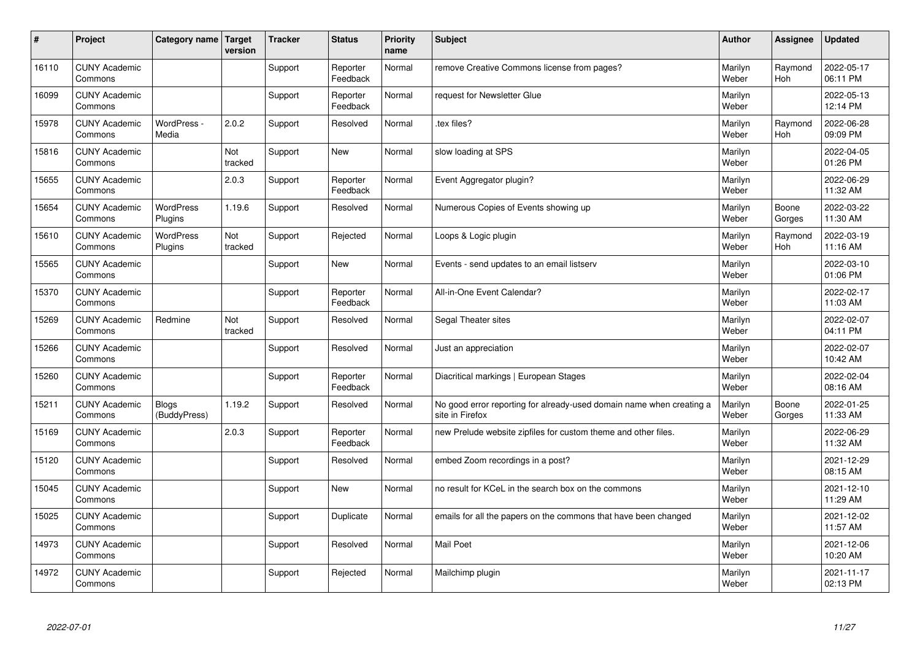| # | Project | Category name | Target version | Tracker | Status | Priority name | Subject | Author | Assignee | Updated |
|---|---|---|---|---|---|---|---|---|---|---|
| 16110 | CUNY Academic Commons | | | Support | Reporter Feedback | Normal | remove Creative Commons license from pages? | Marilyn Weber | Raymond Hoh | 2022-05-17 06:11 PM |
| 16099 | CUNY Academic Commons | | | Support | Reporter Feedback | Normal | request for Newsletter Glue | Marilyn Weber | | 2022-05-13 12:14 PM |
| 15978 | CUNY Academic Commons | WordPress - Media | 2.0.2 | Support | Resolved | Normal | .tex files? | Marilyn Weber | Raymond Hoh | 2022-06-28 09:09 PM |
| 15816 | CUNY Academic Commons | | Not tracked | Support | New | Normal | slow loading at SPS | Marilyn Weber | | 2022-04-05 01:26 PM |
| 15655 | CUNY Academic Commons | | 2.0.3 | Support | Reporter Feedback | Normal | Event Aggregator plugin? | Marilyn Weber | | 2022-06-29 11:32 AM |
| 15654 | CUNY Academic Commons | WordPress Plugins | 1.19.6 | Support | Resolved | Normal | Numerous Copies of Events showing up | Marilyn Weber | Boone Gorges | 2022-03-22 11:30 AM |
| 15610 | CUNY Academic Commons | WordPress Plugins | Not tracked | Support | Rejected | Normal | Loops & Logic plugin | Marilyn Weber | Raymond Hoh | 2022-03-19 11:16 AM |
| 15565 | CUNY Academic Commons | | | Support | New | Normal | Events - send updates to an email listserv | Marilyn Weber | | 2022-03-10 01:06 PM |
| 15370 | CUNY Academic Commons | | | Support | Reporter Feedback | Normal | All-in-One Event Calendar? | Marilyn Weber | | 2022-02-17 11:03 AM |
| 15269 | CUNY Academic Commons | Redmine | Not tracked | Support | Resolved | Normal | Segal Theater sites | Marilyn Weber | | 2022-02-07 04:11 PM |
| 15266 | CUNY Academic Commons | | | Support | Resolved | Normal | Just an appreciation | Marilyn Weber | | 2022-02-07 10:42 AM |
| 15260 | CUNY Academic Commons | | | Support | Reporter Feedback | Normal | Diacritical markings \| European Stages | Marilyn Weber | | 2022-02-04 08:16 AM |
| 15211 | CUNY Academic Commons | Blogs (BuddyPress) | 1.19.2 | Support | Resolved | Normal | No good error reporting for already-used domain name when creating a site in Firefox | Marilyn Weber | Boone Gorges | 2022-01-25 11:33 AM |
| 15169 | CUNY Academic Commons | | 2.0.3 | Support | Reporter Feedback | Normal | new Prelude website zipfiles for custom theme and other files. | Marilyn Weber | | 2022-06-29 11:32 AM |
| 15120 | CUNY Academic Commons | | | Support | Resolved | Normal | embed Zoom recordings in a post? | Marilyn Weber | | 2021-12-29 08:15 AM |
| 15045 | CUNY Academic Commons | | | Support | New | Normal | no result for KCeL in the search box on the commons | Marilyn Weber | | 2021-12-10 11:29 AM |
| 15025 | CUNY Academic Commons | | | Support | Duplicate | Normal | emails for all the papers on the commons that have been changed | Marilyn Weber | | 2021-12-02 11:57 AM |
| 14973 | CUNY Academic Commons | | | Support | Resolved | Normal | Mail Poet | Marilyn Weber | | 2021-12-06 10:20 AM |
| 14972 | CUNY Academic Commons | | | Support | Rejected | Normal | Mailchimp plugin | Marilyn Weber | | 2021-11-17 02:13 PM |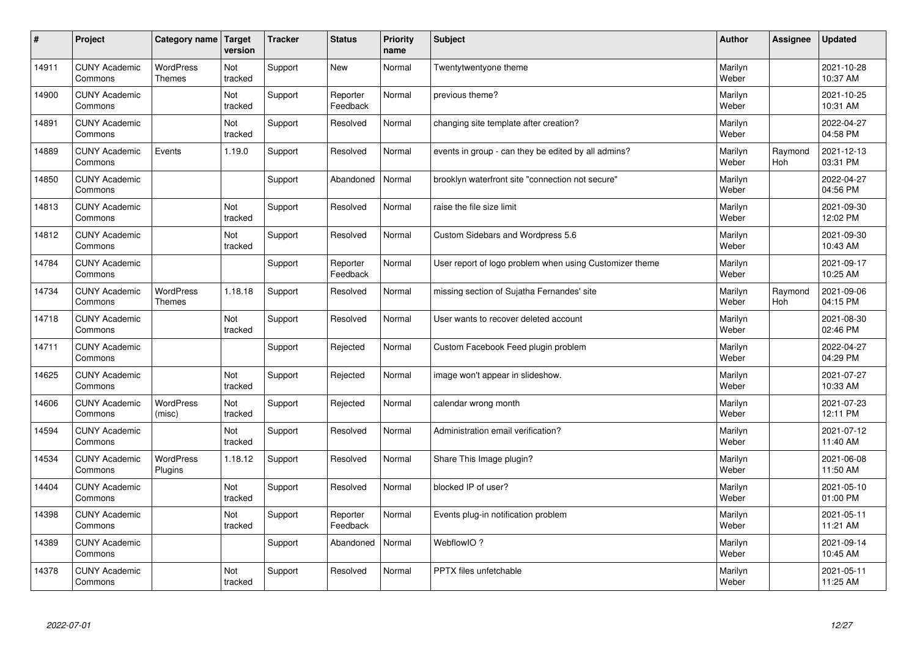| # | Project | Category name | Target version | Tracker | Status | Priority name | Subject | Author | Assignee | Updated |
|---|---|---|---|---|---|---|---|---|---|---|
| 14911 | CUNY Academic Commons | WordPress Themes | Not tracked | Support | New | Normal | Twentytwentyone theme | Marilyn Weber | | 2021-10-28 10:37 AM |
| 14900 | CUNY Academic Commons | | Not tracked | Support | Reporter Feedback | Normal | previous theme? | Marilyn Weber | | 2021-10-25 10:31 AM |
| 14891 | CUNY Academic Commons | | Not tracked | Support | Resolved | Normal | changing site template after creation? | Marilyn Weber | | 2022-04-27 04:58 PM |
| 14889 | CUNY Academic Commons | Events | 1.19.0 | Support | Resolved | Normal | events in group - can they be edited by all admins? | Marilyn Weber | Raymond Hoh | 2021-12-13 03:31 PM |
| 14850 | CUNY Academic Commons | | | Support | Abandoned | Normal | brooklyn waterfront site "connection not secure" | Marilyn Weber | | 2022-04-27 04:56 PM |
| 14813 | CUNY Academic Commons | | Not tracked | Support | Resolved | Normal | raise the file size limit | Marilyn Weber | | 2021-09-30 12:02 PM |
| 14812 | CUNY Academic Commons | | Not tracked | Support | Resolved | Normal | Custom Sidebars and Wordpress 5.6 | Marilyn Weber | | 2021-09-30 10:43 AM |
| 14784 | CUNY Academic Commons | | | Support | Reporter Feedback | Normal | User report of logo problem when using Customizer theme | Marilyn Weber | | 2021-09-17 10:25 AM |
| 14734 | CUNY Academic Commons | WordPress Themes | 1.18.18 | Support | Resolved | Normal | missing section of Sujatha Fernandes' site | Marilyn Weber | Raymond Hoh | 2021-09-06 04:15 PM |
| 14718 | CUNY Academic Commons | | Not tracked | Support | Resolved | Normal | User wants to recover deleted account | Marilyn Weber | | 2021-08-30 02:46 PM |
| 14711 | CUNY Academic Commons | | | Support | Rejected | Normal | Custom Facebook Feed plugin problem | Marilyn Weber | | 2022-04-27 04:29 PM |
| 14625 | CUNY Academic Commons | | Not tracked | Support | Rejected | Normal | image won't appear in slideshow. | Marilyn Weber | | 2021-07-27 10:33 AM |
| 14606 | CUNY Academic Commons | WordPress (misc) | Not tracked | Support | Rejected | Normal | calendar wrong month | Marilyn Weber | | 2021-07-23 12:11 PM |
| 14594 | CUNY Academic Commons | | Not tracked | Support | Resolved | Normal | Administration email verification? | Marilyn Weber | | 2021-07-12 11:40 AM |
| 14534 | CUNY Academic Commons | WordPress Plugins | 1.18.12 | Support | Resolved | Normal | Share This Image plugin? | Marilyn Weber | | 2021-06-08 11:50 AM |
| 14404 | CUNY Academic Commons | | Not tracked | Support | Resolved | Normal | blocked IP of user? | Marilyn Weber | | 2021-05-10 01:00 PM |
| 14398 | CUNY Academic Commons | | Not tracked | Support | Reporter Feedback | Normal | Events plug-in notification problem | Marilyn Weber | | 2021-05-11 11:21 AM |
| 14389 | CUNY Academic Commons | | | Support | Abandoned | Normal | WebflowIO ? | Marilyn Weber | | 2021-09-14 10:45 AM |
| 14378 | CUNY Academic Commons | | Not tracked | Support | Resolved | Normal | PPTX files unfetchable | Marilyn Weber | | 2021-05-11 11:25 AM |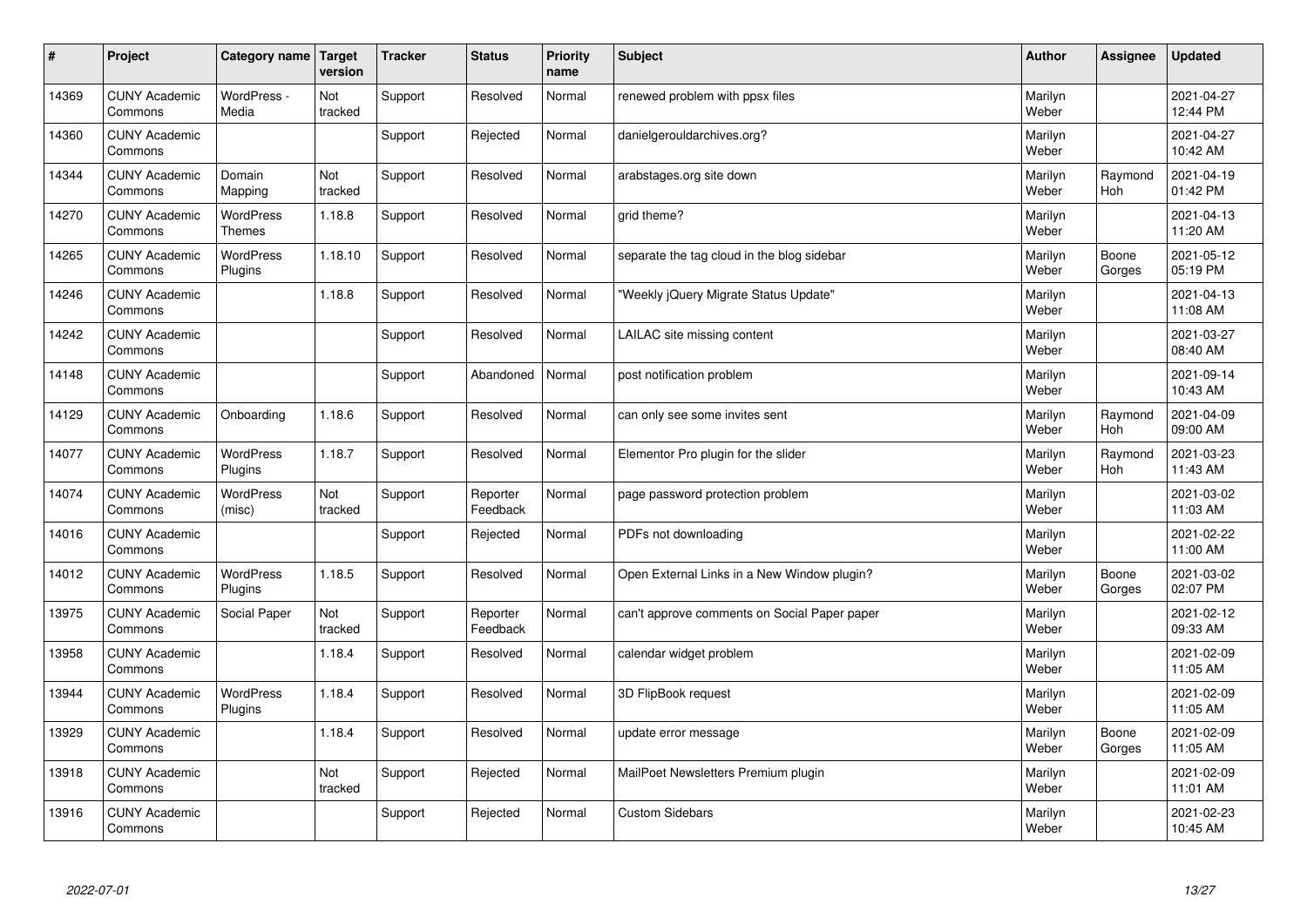| # | Project | Category name | Target version | Tracker | Status | Priority name | Subject | Author | Assignee | Updated |
|---|---|---|---|---|---|---|---|---|---|---|
| 14369 | CUNY Academic Commons | WordPress - Media | Not tracked | Support | Resolved | Normal | renewed problem with ppsx files | Marilyn Weber | | 2021-04-27 12:44 PM |
| 14360 | CUNY Academic Commons | | | Support | Rejected | Normal | danielgerouldarchives.org? | Marilyn Weber | | 2021-04-27 10:42 AM |
| 14344 | CUNY Academic Commons | Domain Mapping | Not tracked | Support | Resolved | Normal | arabstages.org site down | Marilyn Weber | Raymond Hoh | 2021-04-19 01:42 PM |
| 14270 | CUNY Academic Commons | WordPress Themes | 1.18.8 | Support | Resolved | Normal | grid theme? | Marilyn Weber | | 2021-04-13 11:20 AM |
| 14265 | CUNY Academic Commons | WordPress Plugins | 1.18.10 | Support | Resolved | Normal | separate the tag cloud in the blog sidebar | Marilyn Weber | Boone Gorges | 2021-05-12 05:19 PM |
| 14246 | CUNY Academic Commons | | 1.18.8 | Support | Resolved | Normal | "Weekly jQuery Migrate Status Update" | Marilyn Weber | | 2021-04-13 11:08 AM |
| 14242 | CUNY Academic Commons | | | Support | Resolved | Normal | LAILAC site missing content | Marilyn Weber | | 2021-03-27 08:40 AM |
| 14148 | CUNY Academic Commons | | | Support | Abandoned | Normal | post notification problem | Marilyn Weber | | 2021-09-14 10:43 AM |
| 14129 | CUNY Academic Commons | Onboarding | 1.18.6 | Support | Resolved | Normal | can only see some invites sent | Marilyn Weber | Raymond Hoh | 2021-04-09 09:00 AM |
| 14077 | CUNY Academic Commons | WordPress Plugins | 1.18.7 | Support | Resolved | Normal | Elementor Pro plugin for the slider | Marilyn Weber | Raymond Hoh | 2021-03-23 11:43 AM |
| 14074 | CUNY Academic Commons | WordPress (misc) | Not tracked | Support | Reporter Feedback | Normal | page password protection problem | Marilyn Weber | | 2021-03-02 11:03 AM |
| 14016 | CUNY Academic Commons | | | Support | Rejected | Normal | PDFs not downloading | Marilyn Weber | | 2021-02-22 11:00 AM |
| 14012 | CUNY Academic Commons | WordPress Plugins | 1.18.5 | Support | Resolved | Normal | Open External Links in a New Window plugin? | Marilyn Weber | Boone Gorges | 2021-03-02 02:07 PM |
| 13975 | CUNY Academic Commons | Social Paper | Not tracked | Support | Reporter Feedback | Normal | can't approve comments on Social Paper paper | Marilyn Weber | | 2021-02-12 09:33 AM |
| 13958 | CUNY Academic Commons | | 1.18.4 | Support | Resolved | Normal | calendar widget problem | Marilyn Weber | | 2021-02-09 11:05 AM |
| 13944 | CUNY Academic Commons | WordPress Plugins | 1.18.4 | Support | Resolved | Normal | 3D FlipBook request | Marilyn Weber | | 2021-02-09 11:05 AM |
| 13929 | CUNY Academic Commons | | 1.18.4 | Support | Resolved | Normal | update error message | Marilyn Weber | Boone Gorges | 2021-02-09 11:05 AM |
| 13918 | CUNY Academic Commons | | Not tracked | Support | Rejected | Normal | MailPoet Newsletters Premium plugin | Marilyn Weber | | 2021-02-09 11:01 AM |
| 13916 | CUNY Academic Commons | | | Support | Rejected | Normal | Custom Sidebars | Marilyn Weber | | 2021-02-23 10:45 AM |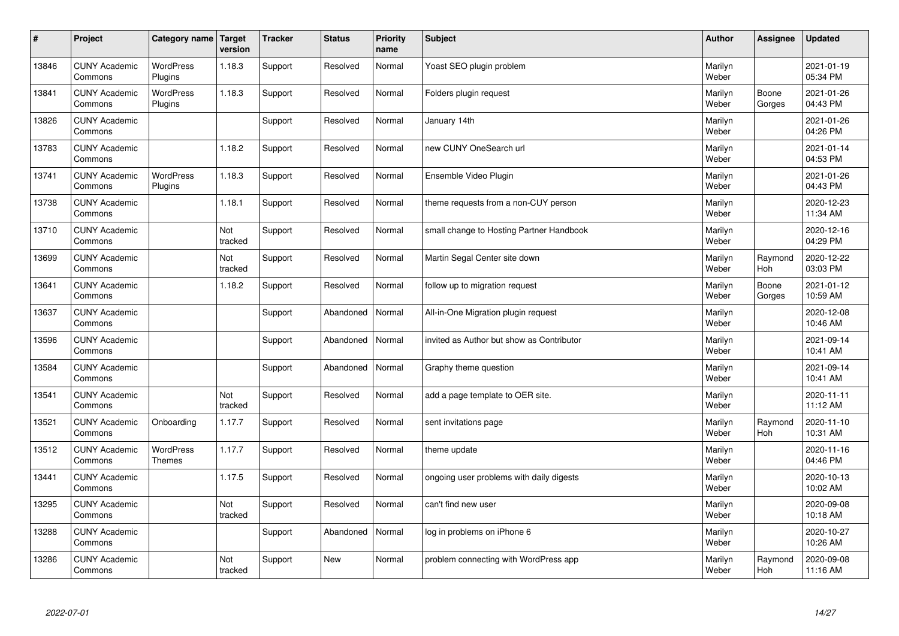| # | Project | Category name | Target version | Tracker | Status | Priority name | Subject | Author | Assignee | Updated |
|---|---|---|---|---|---|---|---|---|---|---|
| 13846 | CUNY Academic Commons | WordPress Plugins | 1.18.3 | Support | Resolved | Normal | Yoast SEO plugin problem | Marilyn Weber | | 2021-01-19 05:34 PM |
| 13841 | CUNY Academic Commons | WordPress Plugins | 1.18.3 | Support | Resolved | Normal | Folders plugin request | Marilyn Weber | Boone Gorges | 2021-01-26 04:43 PM |
| 13826 | CUNY Academic Commons | | | Support | Resolved | Normal | January 14th | Marilyn Weber | | 2021-01-26 04:26 PM |
| 13783 | CUNY Academic Commons | | 1.18.2 | Support | Resolved | Normal | new CUNY OneSearch url | Marilyn Weber | | 2021-01-14 04:53 PM |
| 13741 | CUNY Academic Commons | WordPress Plugins | 1.18.3 | Support | Resolved | Normal | Ensemble Video Plugin | Marilyn Weber | | 2021-01-26 04:43 PM |
| 13738 | CUNY Academic Commons | | 1.18.1 | Support | Resolved | Normal | theme requests from a non-CUY person | Marilyn Weber | | 2020-12-23 11:34 AM |
| 13710 | CUNY Academic Commons | | Not tracked | Support | Resolved | Normal | small change to Hosting Partner Handbook | Marilyn Weber | | 2020-12-16 04:29 PM |
| 13699 | CUNY Academic Commons | | Not tracked | Support | Resolved | Normal | Martin Segal Center site down | Marilyn Weber | Raymond Hoh | 2020-12-22 03:03 PM |
| 13641 | CUNY Academic Commons | | 1.18.2 | Support | Resolved | Normal | follow up to migration request | Marilyn Weber | Boone Gorges | 2021-01-12 10:59 AM |
| 13637 | CUNY Academic Commons | | | Support | Abandoned | Normal | All-in-One Migration plugin request | Marilyn Weber | | 2020-12-08 10:46 AM |
| 13596 | CUNY Academic Commons | | | Support | Abandoned | Normal | invited as Author but show as Contributor | Marilyn Weber | | 2021-09-14 10:41 AM |
| 13584 | CUNY Academic Commons | | | Support | Abandoned | Normal | Graphy theme question | Marilyn Weber | | 2021-09-14 10:41 AM |
| 13541 | CUNY Academic Commons | | Not tracked | Support | Resolved | Normal | add a page template to OER site. | Marilyn Weber | | 2020-11-11 11:12 AM |
| 13521 | CUNY Academic Commons | Onboarding | 1.17.7 | Support | Resolved | Normal | sent invitations page | Marilyn Weber | Raymond Hoh | 2020-11-10 10:31 AM |
| 13512 | CUNY Academic Commons | WordPress Themes | 1.17.7 | Support | Resolved | Normal | theme update | Marilyn Weber | | 2020-11-16 04:46 PM |
| 13441 | CUNY Academic Commons | | 1.17.5 | Support | Resolved | Normal | ongoing user problems with daily digests | Marilyn Weber | | 2020-10-13 10:02 AM |
| 13295 | CUNY Academic Commons | | Not tracked | Support | Resolved | Normal | can't find new user | Marilyn Weber | | 2020-09-08 10:18 AM |
| 13288 | CUNY Academic Commons | | | Support | Abandoned | Normal | log in problems on iPhone 6 | Marilyn Weber | | 2020-10-27 10:26 AM |
| 13286 | CUNY Academic Commons | | Not tracked | Support | New | Normal | problem connecting with WordPress app | Marilyn Weber | Raymond Hoh | 2020-09-08 11:16 AM |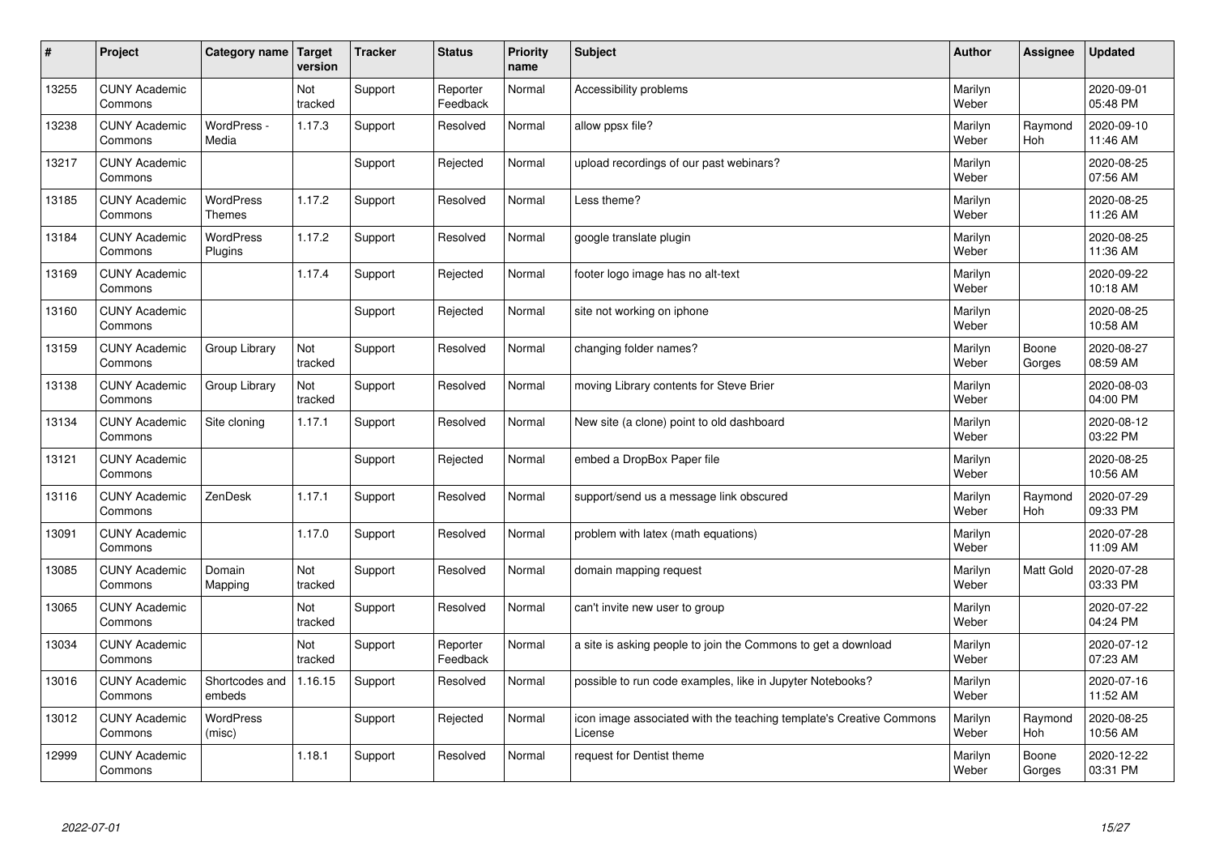| # | Project | Category name | Target version | Tracker | Status | Priority name | Subject | Author | Assignee | Updated |
|---|---|---|---|---|---|---|---|---|---|---|
| 13255 | CUNY Academic Commons | | Not tracked | Support | Reporter Feedback | Normal | Accessibility problems | Marilyn Weber | | 2020-09-01 05:48 PM |
| 13238 | CUNY Academic Commons | WordPress - Media | 1.17.3 | Support | Resolved | Normal | allow ppsx file? | Marilyn Weber | Raymond Hoh | 2020-09-10 11:46 AM |
| 13217 | CUNY Academic Commons | | | Support | Rejected | Normal | upload recordings of our past webinars? | Marilyn Weber | | 2020-08-25 07:56 AM |
| 13185 | CUNY Academic Commons | WordPress Themes | 1.17.2 | Support | Resolved | Normal | Less theme? | Marilyn Weber | | 2020-08-25 11:26 AM |
| 13184 | CUNY Academic Commons | WordPress Plugins | 1.17.2 | Support | Resolved | Normal | google translate plugin | Marilyn Weber | | 2020-08-25 11:36 AM |
| 13169 | CUNY Academic Commons | | 1.17.4 | Support | Rejected | Normal | footer logo image has no alt-text | Marilyn Weber | | 2020-09-22 10:18 AM |
| 13160 | CUNY Academic Commons | | | Support | Rejected | Normal | site not working on iphone | Marilyn Weber | | 2020-08-25 10:58 AM |
| 13159 | CUNY Academic Commons | Group Library | Not tracked | Support | Resolved | Normal | changing folder names? | Marilyn Weber | Boone Gorges | 2020-08-27 08:59 AM |
| 13138 | CUNY Academic Commons | Group Library | Not tracked | Support | Resolved | Normal | moving Library contents for Steve Brier | Marilyn Weber | | 2020-08-03 04:00 PM |
| 13134 | CUNY Academic Commons | Site cloning | 1.17.1 | Support | Resolved | Normal | New site (a clone) point to old dashboard | Marilyn Weber | | 2020-08-12 03:22 PM |
| 13121 | CUNY Academic Commons | | | Support | Rejected | Normal | embed a DropBox Paper file | Marilyn Weber | | 2020-08-25 10:56 AM |
| 13116 | CUNY Academic Commons | ZenDesk | 1.17.1 | Support | Resolved | Normal | support/send us a message link obscured | Marilyn Weber | Raymond Hoh | 2020-07-29 09:33 PM |
| 13091 | CUNY Academic Commons | | 1.17.0 | Support | Resolved | Normal | problem with latex (math equations) | Marilyn Weber | | 2020-07-28 11:09 AM |
| 13085 | CUNY Academic Commons | Domain Mapping | Not tracked | Support | Resolved | Normal | domain mapping request | Marilyn Weber | Matt Gold | 2020-07-28 03:33 PM |
| 13065 | CUNY Academic Commons | | Not tracked | Support | Resolved | Normal | can't invite new user to group | Marilyn Weber | | 2020-07-22 04:24 PM |
| 13034 | CUNY Academic Commons | | Not tracked | Support | Reporter Feedback | Normal | a site is asking people to join the Commons to get a download | Marilyn Weber | | 2020-07-12 07:23 AM |
| 13016 | CUNY Academic Commons | Shortcodes and embeds | 1.16.15 | Support | Resolved | Normal | possible to run code examples, like in Jupyter Notebooks? | Marilyn Weber | | 2020-07-16 11:52 AM |
| 13012 | CUNY Academic Commons | WordPress (misc) | | Support | Rejected | Normal | icon image associated with the teaching template's Creative Commons License | Marilyn Weber | Raymond Hoh | 2020-08-25 10:56 AM |
| 12999 | CUNY Academic Commons | | 1.18.1 | Support | Resolved | Normal | request for Dentist theme | Marilyn Weber | Boone Gorges | 2020-12-22 03:31 PM |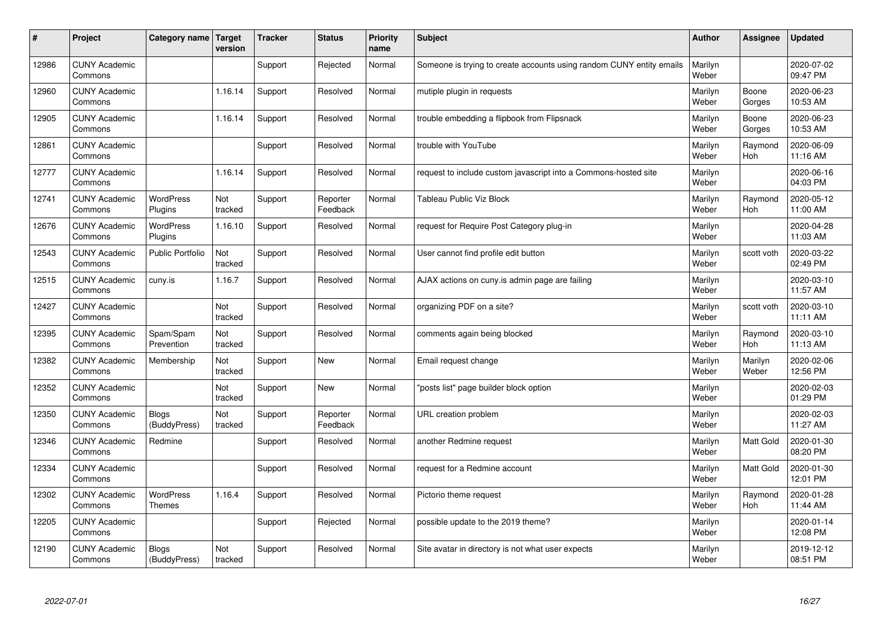| # | Project | Category name | Target version | Tracker | Status | Priority name | Subject | Author | Assignee | Updated |
|---|---|---|---|---|---|---|---|---|---|---|
| 12986 | CUNY Academic Commons | | | Support | Rejected | Normal | Someone is trying to create accounts using random CUNY entity emails | Marilyn Weber | | 2020-07-02 09:47 PM |
| 12960 | CUNY Academic Commons | | 1.16.14 | Support | Resolved | Normal | mutiple plugin in requests | Marilyn Weber | Boone Gorges | 2020-06-23 10:53 AM |
| 12905 | CUNY Academic Commons | | 1.16.14 | Support | Resolved | Normal | trouble embedding a flipbook from Flipsnack | Marilyn Weber | Boone Gorges | 2020-06-23 10:53 AM |
| 12861 | CUNY Academic Commons | | | Support | Resolved | Normal | trouble with YouTube | Marilyn Weber | Raymond Hoh | 2020-06-09 11:16 AM |
| 12777 | CUNY Academic Commons | | 1.16.14 | Support | Resolved | Normal | request to include custom javascript into a Commons-hosted site | Marilyn Weber | | 2020-06-16 04:03 PM |
| 12741 | CUNY Academic Commons | WordPress Plugins | Not tracked | Support | Reporter Feedback | Normal | Tableau Public Viz Block | Marilyn Weber | Raymond Hoh | 2020-05-12 11:00 AM |
| 12676 | CUNY Academic Commons | WordPress Plugins | 1.16.10 | Support | Resolved | Normal | request for Require Post Category plug-in | Marilyn Weber | | 2020-04-28 11:03 AM |
| 12543 | CUNY Academic Commons | Public Portfolio | Not tracked | Support | Resolved | Normal | User cannot find profile edit button | Marilyn Weber | scott voth | 2020-03-22 02:49 PM |
| 12515 | CUNY Academic Commons | cuny.is | 1.16.7 | Support | Resolved | Normal | AJAX actions on cuny.is admin page are failing | Marilyn Weber | | 2020-03-10 11:57 AM |
| 12427 | CUNY Academic Commons | | Not tracked | Support | Resolved | Normal | organizing PDF on a site? | Marilyn Weber | scott voth | 2020-03-10 11:11 AM |
| 12395 | CUNY Academic Commons | Spam/Spam Prevention | Not tracked | Support | Resolved | Normal | comments again being blocked | Marilyn Weber | Raymond Hoh | 2020-03-10 11:13 AM |
| 12382 | CUNY Academic Commons | Membership | Not tracked | Support | New | Normal | Email request change | Marilyn Weber | Marilyn Weber | 2020-02-06 12:56 PM |
| 12352 | CUNY Academic Commons | | Not tracked | Support | New | Normal | "posts list" page builder block option | Marilyn Weber | | 2020-02-03 01:29 PM |
| 12350 | CUNY Academic Commons | Blogs (BuddyPress) | Not tracked | Support | Reporter Feedback | Normal | URL creation problem | Marilyn Weber | | 2020-02-03 11:27 AM |
| 12346 | CUNY Academic Commons | Redmine | | Support | Resolved | Normal | another Redmine request | Marilyn Weber | Matt Gold | 2020-01-30 08:20 PM |
| 12334 | CUNY Academic Commons | | | Support | Resolved | Normal | request for a Redmine account | Marilyn Weber | Matt Gold | 2020-01-30 12:01 PM |
| 12302 | CUNY Academic Commons | WordPress Themes | 1.16.4 | Support | Resolved | Normal | Pictorio theme request | Marilyn Weber | Raymond Hoh | 2020-01-28 11:44 AM |
| 12205 | CUNY Academic Commons | | | Support | Rejected | Normal | possible update to the 2019 theme? | Marilyn Weber | | 2020-01-14 12:08 PM |
| 12190 | CUNY Academic Commons | Blogs (BuddyPress) | Not tracked | Support | Resolved | Normal | Site avatar in directory is not what user expects | Marilyn Weber | | 2019-12-12 08:51 PM |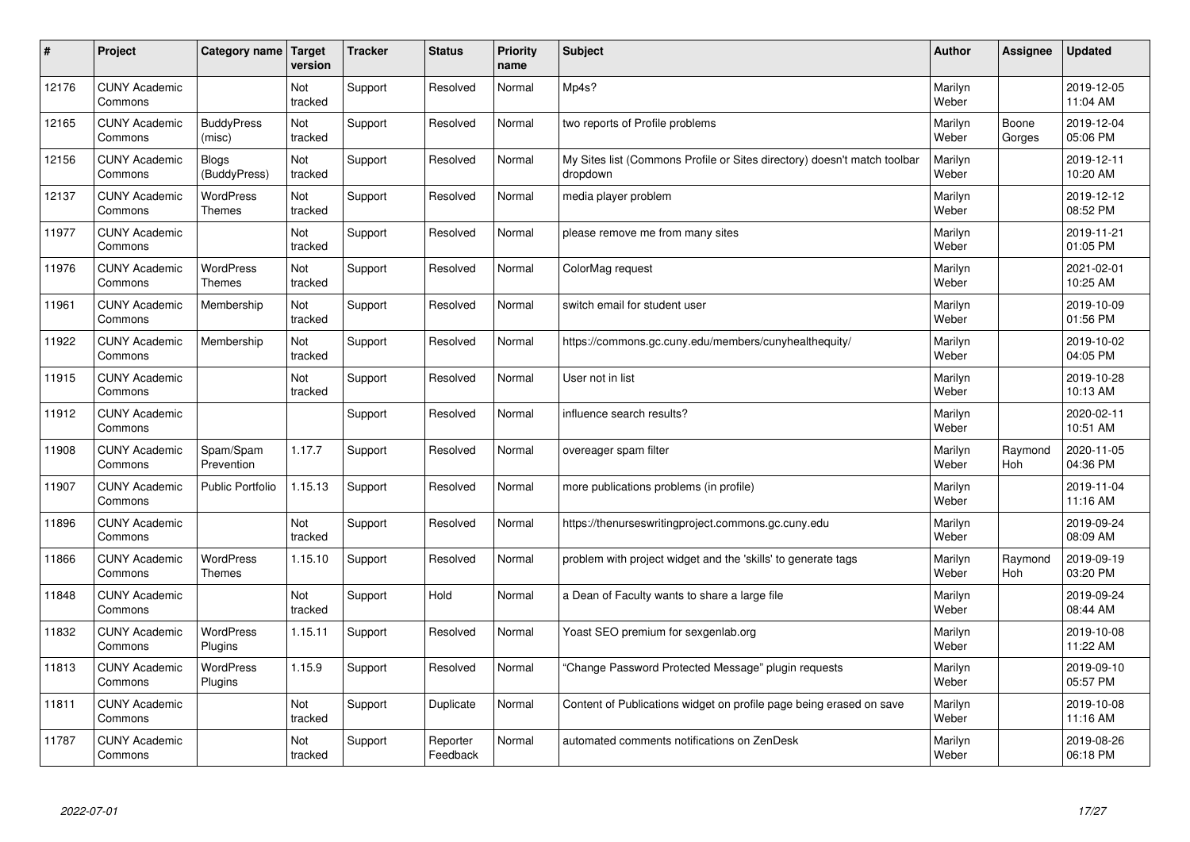| # | Project | Category name | Target version | Tracker | Status | Priority name | Subject | Author | Assignee | Updated |
|---|---|---|---|---|---|---|---|---|---|---|
| 12176 | CUNY Academic Commons | | Not tracked | Support | Resolved | Normal | Mp4s? | Marilyn Weber | | 2019-12-05 11:04 AM |
| 12165 | CUNY Academic Commons | BuddyPress (misc) | Not tracked | Support | Resolved | Normal | two reports of Profile problems | Marilyn Weber | Boone Gorges | 2019-12-04 05:06 PM |
| 12156 | CUNY Academic Commons | Blogs (BuddyPress) | Not tracked | Support | Resolved | Normal | My Sites list (Commons Profile or Sites directory) doesn't match toolbar dropdown | Marilyn Weber | | 2019-12-11 10:20 AM |
| 12137 | CUNY Academic Commons | WordPress Themes | Not tracked | Support | Resolved | Normal | media player problem | Marilyn Weber | | 2019-12-12 08:52 PM |
| 11977 | CUNY Academic Commons | | Not tracked | Support | Resolved | Normal | please remove me from many sites | Marilyn Weber | | 2019-11-21 01:05 PM |
| 11976 | CUNY Academic Commons | WordPress Themes | Not tracked | Support | Resolved | Normal | ColorMag request | Marilyn Weber | | 2021-02-01 10:25 AM |
| 11961 | CUNY Academic Commons | Membership | Not tracked | Support | Resolved | Normal | switch email for student user | Marilyn Weber | | 2019-10-09 01:56 PM |
| 11922 | CUNY Academic Commons | Membership | Not tracked | Support | Resolved | Normal | https://commons.gc.cuny.edu/members/cunyhealthequity/ | Marilyn Weber | | 2019-10-02 04:05 PM |
| 11915 | CUNY Academic Commons | | Not tracked | Support | Resolved | Normal | User not in list | Marilyn Weber | | 2019-10-28 10:13 AM |
| 11912 | CUNY Academic Commons | | | Support | Resolved | Normal | influence search results? | Marilyn Weber | | 2020-02-11 10:51 AM |
| 11908 | CUNY Academic Commons | Spam/Spam Prevention | 1.17.7 | Support | Resolved | Normal | overeager spam filter | Marilyn Weber | Raymond Hoh | 2020-11-05 04:36 PM |
| 11907 | CUNY Academic Commons | Public Portfolio | 1.15.13 | Support | Resolved | Normal | more publications problems (in profile) | Marilyn Weber | | 2019-11-04 11:16 AM |
| 11896 | CUNY Academic Commons | | Not tracked | Support | Resolved | Normal | https://thenurseswritingproject.commons.gc.cuny.edu | Marilyn Weber | | 2019-09-24 08:09 AM |
| 11866 | CUNY Academic Commons | WordPress Themes | 1.15.10 | Support | Resolved | Normal | problem with project widget and the 'skills' to generate tags | Marilyn Weber | Raymond Hoh | 2019-09-19 03:20 PM |
| 11848 | CUNY Academic Commons | | Not tracked | Support | Hold | Normal | a Dean of Faculty wants to share a large file | Marilyn Weber | | 2019-09-24 08:44 AM |
| 11832 | CUNY Academic Commons | WordPress Plugins | 1.15.11 | Support | Resolved | Normal | Yoast SEO premium for sexgenlab.org | Marilyn Weber | | 2019-10-08 11:22 AM |
| 11813 | CUNY Academic Commons | WordPress Plugins | 1.15.9 | Support | Resolved | Normal | "Change Password Protected Message" plugin requests | Marilyn Weber | | 2019-09-10 05:57 PM |
| 11811 | CUNY Academic Commons | | Not tracked | Support | Duplicate | Normal | Content of Publications widget on profile page being erased on save | Marilyn Weber | | 2019-10-08 11:16 AM |
| 11787 | CUNY Academic Commons | | Not tracked | Support | Reporter Feedback | Normal | automated comments notifications on ZenDesk | Marilyn Weber | | 2019-08-26 06:18 PM |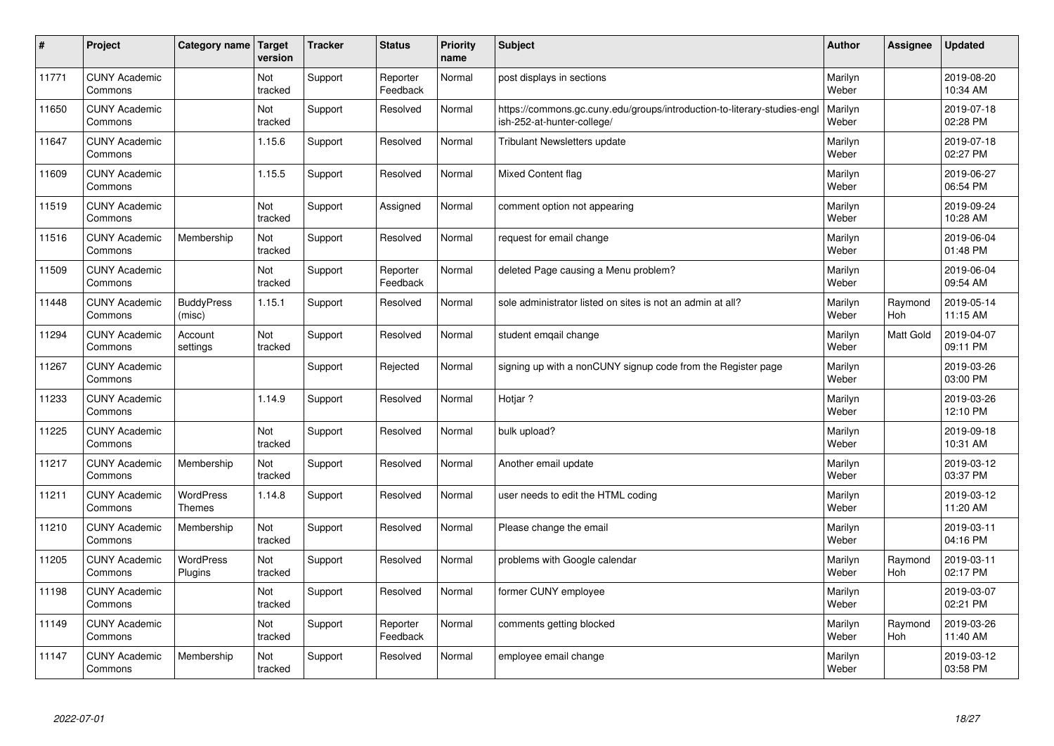| # | Project | Category name | Target version | Tracker | Status | Priority name | Subject | Author | Assignee | Updated |
|---|---|---|---|---|---|---|---|---|---|---|
| 11771 | CUNY Academic Commons | | Not tracked | Support | Reporter Feedback | Normal | post displays in sections | Marilyn Weber | | 2019-08-20 10:34 AM |
| 11650 | CUNY Academic Commons | | Not tracked | Support | Resolved | Normal | https://commons.gc.cuny.edu/groups/introduction-to-literary-studies-english-252-at-hunter-college/ | Marilyn Weber | | 2019-07-18 02:28 PM |
| 11647 | CUNY Academic Commons | | 1.15.6 | Support | Resolved | Normal | Tribulant Newsletters update | Marilyn Weber | | 2019-07-18 02:27 PM |
| 11609 | CUNY Academic Commons | | 1.15.5 | Support | Resolved | Normal | Mixed Content flag | Marilyn Weber | | 2019-06-27 06:54 PM |
| 11519 | CUNY Academic Commons | | Not tracked | Support | Assigned | Normal | comment option not appearing | Marilyn Weber | | 2019-09-24 10:28 AM |
| 11516 | CUNY Academic Commons | Membership | Not tracked | Support | Resolved | Normal | request for email change | Marilyn Weber | | 2019-06-04 01:48 PM |
| 11509 | CUNY Academic Commons | | Not tracked | Support | Reporter Feedback | Normal | deleted Page causing a Menu problem? | Marilyn Weber | | 2019-06-04 09:54 AM |
| 11448 | CUNY Academic Commons | BuddyPress (misc) | 1.15.1 | Support | Resolved | Normal | sole administrator listed on sites is not an admin at all? | Marilyn Weber | Raymond Hoh | 2019-05-14 11:15 AM |
| 11294 | CUNY Academic Commons | Account settings | Not tracked | Support | Resolved | Normal | student emqail change | Marilyn Weber | Matt Gold | 2019-04-07 09:11 PM |
| 11267 | CUNY Academic Commons | | | Support | Rejected | Normal | signing up with a nonCUNY signup code from the Register page | Marilyn Weber | | 2019-03-26 03:00 PM |
| 11233 | CUNY Academic Commons | | 1.14.9 | Support | Resolved | Normal | Hotjar ? | Marilyn Weber | | 2019-03-26 12:10 PM |
| 11225 | CUNY Academic Commons | | Not tracked | Support | Resolved | Normal | bulk upload? | Marilyn Weber | | 2019-09-18 10:31 AM |
| 11217 | CUNY Academic Commons | Membership | Not tracked | Support | Resolved | Normal | Another email update | Marilyn Weber | | 2019-03-12 03:37 PM |
| 11211 | CUNY Academic Commons | WordPress Themes | 1.14.8 | Support | Resolved | Normal | user needs to edit the HTML coding | Marilyn Weber | | 2019-03-12 11:20 AM |
| 11210 | CUNY Academic Commons | Membership | Not tracked | Support | Resolved | Normal | Please change the email | Marilyn Weber | | 2019-03-11 04:16 PM |
| 11205 | CUNY Academic Commons | WordPress Plugins | Not tracked | Support | Resolved | Normal | problems with Google calendar | Marilyn Weber | Raymond Hoh | 2019-03-11 02:17 PM |
| 11198 | CUNY Academic Commons | | Not tracked | Support | Resolved | Normal | former CUNY employee | Marilyn Weber | | 2019-03-07 02:21 PM |
| 11149 | CUNY Academic Commons | | Not tracked | Support | Reporter Feedback | Normal | comments getting blocked | Marilyn Weber | Raymond Hoh | 2019-03-26 11:40 AM |
| 11147 | CUNY Academic Commons | Membership | Not tracked | Support | Resolved | Normal | employee email change | Marilyn Weber | | 2019-03-12 03:58 PM |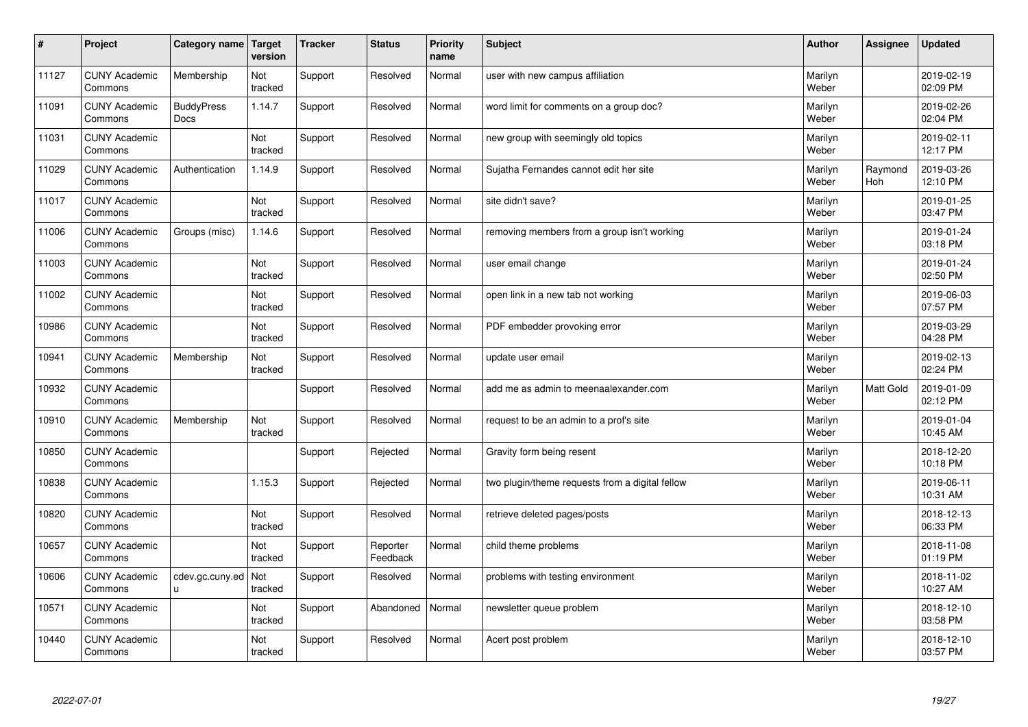| # | Project | Category name | Target version | Tracker | Status | Priority name | Subject | Author | Assignee | Updated |
|---|---|---|---|---|---|---|---|---|---|---|
| 11127 | CUNY Academic Commons | Membership | Not tracked | Support | Resolved | Normal | user with new campus affiliation | Marilyn Weber | | 2019-02-19 02:09 PM |
| 11091 | CUNY Academic Commons | BuddyPress Docs | 1.14.7 | Support | Resolved | Normal | word limit for comments on a group doc? | Marilyn Weber | | 2019-02-26 02:04 PM |
| 11031 | CUNY Academic Commons | | Not tracked | Support | Resolved | Normal | new group with seemingly old topics | Marilyn Weber | | 2019-02-11 12:17 PM |
| 11029 | CUNY Academic Commons | Authentication | 1.14.9 | Support | Resolved | Normal | Sujatha Fernandes cannot edit her site | Marilyn Weber | Raymond Hoh | 2019-03-26 12:10 PM |
| 11017 | CUNY Academic Commons | | Not tracked | Support | Resolved | Normal | site didn't save? | Marilyn Weber | | 2019-01-25 03:47 PM |
| 11006 | CUNY Academic Commons | Groups (misc) | 1.14.6 | Support | Resolved | Normal | removing members from a group isn't working | Marilyn Weber | | 2019-01-24 03:18 PM |
| 11003 | CUNY Academic Commons | | Not tracked | Support | Resolved | Normal | user email change | Marilyn Weber | | 2019-01-24 02:50 PM |
| 11002 | CUNY Academic Commons | | Not tracked | Support | Resolved | Normal | open link in a new tab not working | Marilyn Weber | | 2019-06-03 07:57 PM |
| 10986 | CUNY Academic Commons | | Not tracked | Support | Resolved | Normal | PDF embedder provoking error | Marilyn Weber | | 2019-03-29 04:28 PM |
| 10941 | CUNY Academic Commons | Membership | Not tracked | Support | Resolved | Normal | update user email | Marilyn Weber | | 2019-02-13 02:24 PM |
| 10932 | CUNY Academic Commons | | | Support | Resolved | Normal | add me as admin to meenaalexander.com | Marilyn Weber | Matt Gold | 2019-01-09 02:12 PM |
| 10910 | CUNY Academic Commons | Membership | Not tracked | Support | Resolved | Normal | request to be an admin to a prof's site | Marilyn Weber | | 2019-01-04 10:45 AM |
| 10850 | CUNY Academic Commons | | | Support | Rejected | Normal | Gravity form being resent | Marilyn Weber | | 2018-12-20 10:18 PM |
| 10838 | CUNY Academic Commons | | 1.15.3 | Support | Rejected | Normal | two plugin/theme requests from a digital fellow | Marilyn Weber | | 2019-06-11 10:31 AM |
| 10820 | CUNY Academic Commons | | Not tracked | Support | Resolved | Normal | retrieve deleted pages/posts | Marilyn Weber | | 2018-12-13 06:33 PM |
| 10657 | CUNY Academic Commons | | Not tracked | Support | Reporter Feedback | Normal | child theme problems | Marilyn Weber | | 2018-11-08 01:19 PM |
| 10606 | CUNY Academic Commons | cdev.gc.cuny.edu | Not tracked | Support | Resolved | Normal | problems with testing environment | Marilyn Weber | | 2018-11-02 10:27 AM |
| 10571 | CUNY Academic Commons | | Not tracked | Support | Abandoned | Normal | newsletter queue problem | Marilyn Weber | | 2018-12-10 03:58 PM |
| 10440 | CUNY Academic Commons | | Not tracked | Support | Resolved | Normal | Acert post problem | Marilyn Weber | | 2018-12-10 03:57 PM |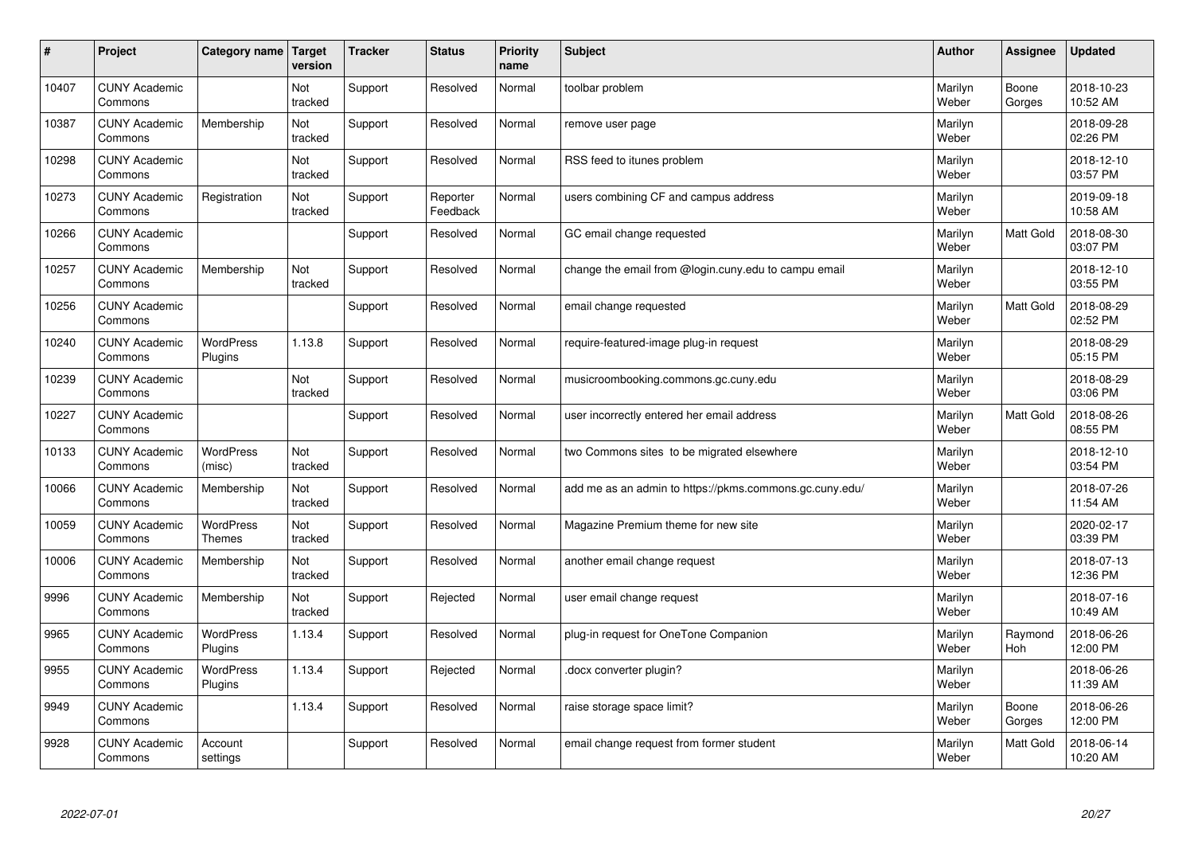| # | Project | Category name | Target version | Tracker | Status | Priority name | Subject | Author | Assignee | Updated |
|---|---|---|---|---|---|---|---|---|---|---|
| 10407 | CUNY Academic Commons | | Not tracked | Support | Resolved | Normal | toolbar problem | Marilyn Weber | Boone Gorges | 2018-10-23 10:52 AM |
| 10387 | CUNY Academic Commons | Membership | Not tracked | Support | Resolved | Normal | remove user page | Marilyn Weber | | 2018-09-28 02:26 PM |
| 10298 | CUNY Academic Commons | | Not tracked | Support | Resolved | Normal | RSS feed to itunes problem | Marilyn Weber | | 2018-12-10 03:57 PM |
| 10273 | CUNY Academic Commons | Registration | Not tracked | Support | Reporter Feedback | Normal | users combining CF and campus address | Marilyn Weber | | 2019-09-18 10:58 AM |
| 10266 | CUNY Academic Commons | | | Support | Resolved | Normal | GC email change requested | Marilyn Weber | Matt Gold | 2018-08-30 03:07 PM |
| 10257 | CUNY Academic Commons | Membership | Not tracked | Support | Resolved | Normal | change the email from @login.cuny.edu to campu email | Marilyn Weber | | 2018-12-10 03:55 PM |
| 10256 | CUNY Academic Commons | | | Support | Resolved | Normal | email change requested | Marilyn Weber | Matt Gold | 2018-08-29 02:52 PM |
| 10240 | CUNY Academic Commons | WordPress Plugins | 1.13.8 | Support | Resolved | Normal | require-featured-image plug-in request | Marilyn Weber | | 2018-08-29 05:15 PM |
| 10239 | CUNY Academic Commons | | Not tracked | Support | Resolved | Normal | musicroombooking.commons.gc.cuny.edu | Marilyn Weber | | 2018-08-29 03:06 PM |
| 10227 | CUNY Academic Commons | | | Support | Resolved | Normal | user incorrectly entered her email address | Marilyn Weber | Matt Gold | 2018-08-26 08:55 PM |
| 10133 | CUNY Academic Commons | WordPress (misc) | Not tracked | Support | Resolved | Normal | two Commons sites to be migrated elsewhere | Marilyn Weber | | 2018-12-10 03:54 PM |
| 10066 | CUNY Academic Commons | Membership | Not tracked | Support | Resolved | Normal | add me as an admin to https://pkms.commons.gc.cuny.edu/ | Marilyn Weber | | 2018-07-26 11:54 AM |
| 10059 | CUNY Academic Commons | WordPress Themes | Not tracked | Support | Resolved | Normal | Magazine Premium theme for new site | Marilyn Weber | | 2020-02-17 03:39 PM |
| 10006 | CUNY Academic Commons | Membership | Not tracked | Support | Resolved | Normal | another email change request | Marilyn Weber | | 2018-07-13 12:36 PM |
| 9996 | CUNY Academic Commons | Membership | Not tracked | Support | Rejected | Normal | user email change request | Marilyn Weber | | 2018-07-16 10:49 AM |
| 9965 | CUNY Academic Commons | WordPress Plugins | 1.13.4 | Support | Resolved | Normal | plug-in request for OneTone Companion | Marilyn Weber | Raymond Hoh | 2018-06-26 12:00 PM |
| 9955 | CUNY Academic Commons | WordPress Plugins | 1.13.4 | Support | Rejected | Normal | .docx converter plugin? | Marilyn Weber | | 2018-06-26 11:39 AM |
| 9949 | CUNY Academic Commons | | 1.13.4 | Support | Resolved | Normal | raise storage space limit? | Marilyn Weber | Boone Gorges | 2018-06-26 12:00 PM |
| 9928 | CUNY Academic Commons | Account settings | | Support | Resolved | Normal | email change request from former student | Marilyn Weber | Matt Gold | 2018-06-14 10:20 AM |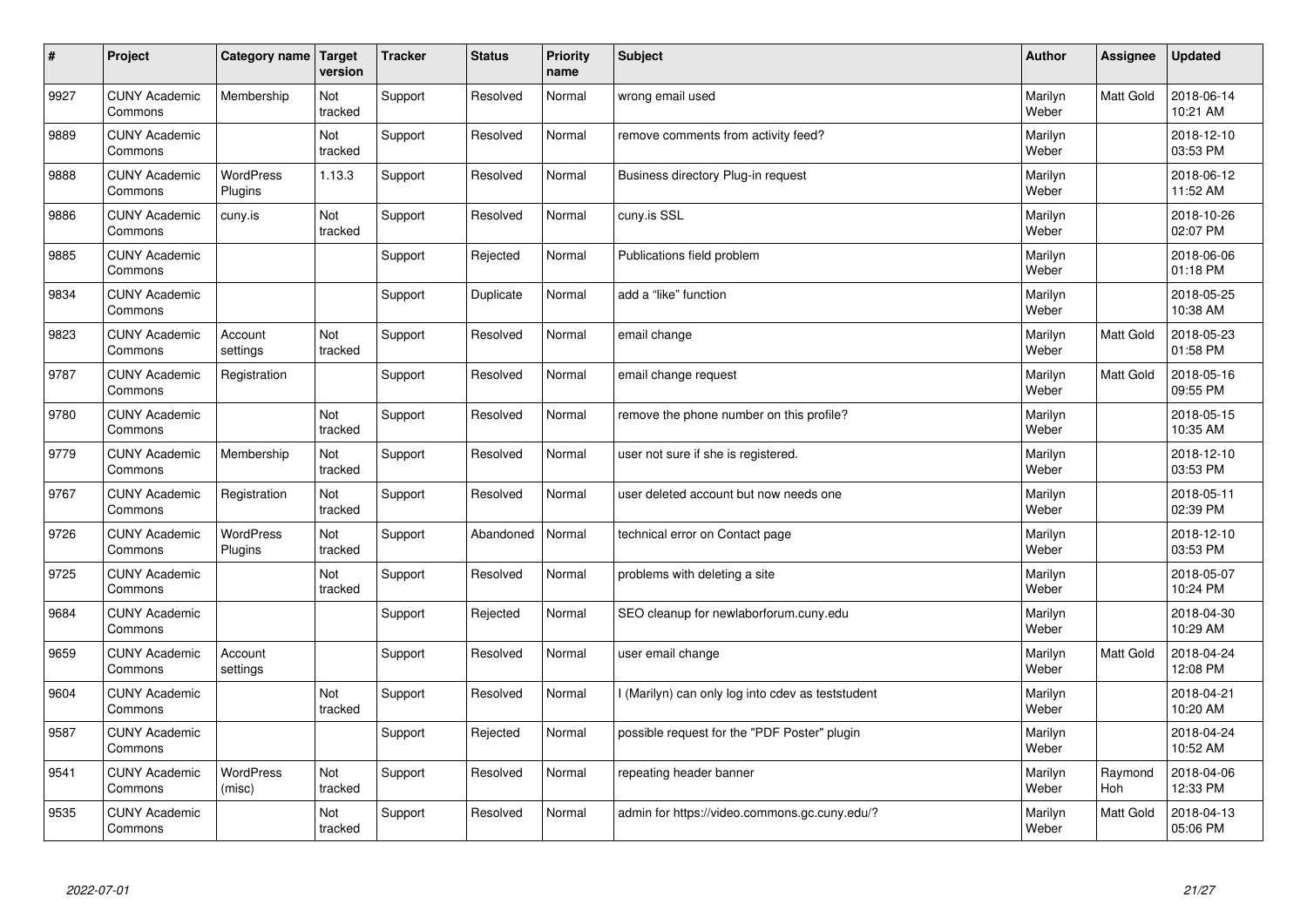| # | Project | Category name | Target version | Tracker | Status | Priority name | Subject | Author | Assignee | Updated |
|---|---|---|---|---|---|---|---|---|---|---|
| 9927 | CUNY Academic Commons | Membership | Not tracked | Support | Resolved | Normal | wrong email used | Marilyn Weber | Matt Gold | 2018-06-14 10:21 AM |
| 9889 | CUNY Academic Commons | | Not tracked | Support | Resolved | Normal | remove comments from activity feed? | Marilyn Weber | | 2018-12-10 03:53 PM |
| 9888 | CUNY Academic Commons | WordPress Plugins | 1.13.3 | Support | Resolved | Normal | Business directory Plug-in request | Marilyn Weber | | 2018-06-12 11:52 AM |
| 9886 | CUNY Academic Commons | cuny.is | Not tracked | Support | Resolved | Normal | cuny.is SSL | Marilyn Weber | | 2018-10-26 02:07 PM |
| 9885 | CUNY Academic Commons | | | Support | Rejected | Normal | Publications field problem | Marilyn Weber | | 2018-06-06 01:18 PM |
| 9834 | CUNY Academic Commons | | | Support | Duplicate | Normal | add a “like” function | Marilyn Weber | | 2018-05-25 10:38 AM |
| 9823 | CUNY Academic Commons | Account settings | Not tracked | Support | Resolved | Normal | email change | Marilyn Weber | Matt Gold | 2018-05-23 01:58 PM |
| 9787 | CUNY Academic Commons | Registration | | Support | Resolved | Normal | email change request | Marilyn Weber | Matt Gold | 2018-05-16 09:55 PM |
| 9780 | CUNY Academic Commons | | Not tracked | Support | Resolved | Normal | remove the phone number on this profile? | Marilyn Weber | | 2018-05-15 10:35 AM |
| 9779 | CUNY Academic Commons | Membership | Not tracked | Support | Resolved | Normal | user not sure if she is registered. | Marilyn Weber | | 2018-12-10 03:53 PM |
| 9767 | CUNY Academic Commons | Registration | Not tracked | Support | Resolved | Normal | user deleted account but now needs one | Marilyn Weber | | 2018-05-11 02:39 PM |
| 9726 | CUNY Academic Commons | WordPress Plugins | Not tracked | Support | Abandoned | Normal | technical error on Contact page | Marilyn Weber | | 2018-12-10 03:53 PM |
| 9725 | CUNY Academic Commons | | Not tracked | Support | Resolved | Normal | problems with deleting a site | Marilyn Weber | | 2018-05-07 10:24 PM |
| 9684 | CUNY Academic Commons | | | Support | Rejected | Normal | SEO cleanup for newlaborforum.cuny.edu | Marilyn Weber | | 2018-04-30 10:29 AM |
| 9659 | CUNY Academic Commons | Account settings | | Support | Resolved | Normal | user email change | Marilyn Weber | Matt Gold | 2018-04-24 12:08 PM |
| 9604 | CUNY Academic Commons | | Not tracked | Support | Resolved | Normal | I (Marilyn) can only log into cdev as teststudent | Marilyn Weber | | 2018-04-21 10:20 AM |
| 9587 | CUNY Academic Commons | | | Support | Rejected | Normal | possible request for the "PDF Poster" plugin | Marilyn Weber | | 2018-04-24 10:52 AM |
| 9541 | CUNY Academic Commons | WordPress (misc) | Not tracked | Support | Resolved | Normal | repeating header banner | Marilyn Weber | Raymond Hoh | 2018-04-06 12:33 PM |
| 9535 | CUNY Academic Commons | | Not tracked | Support | Resolved | Normal | admin for https://video.commons.gc.cuny.edu/? | Marilyn Weber | Matt Gold | 2018-04-13 05:06 PM |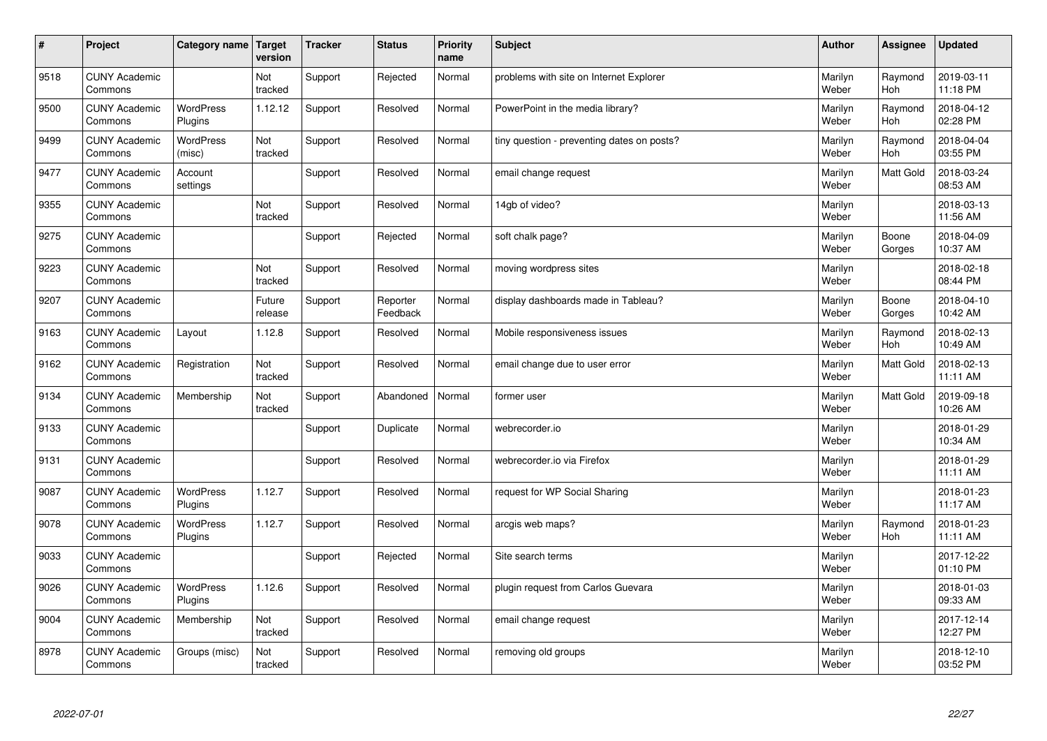| # | Project | Category name | Target version | Tracker | Status | Priority name | Subject | Author | Assignee | Updated |
|---|---|---|---|---|---|---|---|---|---|---|
| 9518 | CUNY Academic Commons | | Not tracked | Support | Rejected | Normal | problems with site on Internet Explorer | Marilyn Weber | Raymond Hoh | 2019-03-11 11:18 PM |
| 9500 | CUNY Academic Commons | WordPress Plugins | 1.12.12 | Support | Resolved | Normal | PowerPoint in the media library? | Marilyn Weber | Raymond Hoh | 2018-04-12 02:28 PM |
| 9499 | CUNY Academic Commons | WordPress (misc) | Not tracked | Support | Resolved | Normal | tiny question - preventing dates on posts? | Marilyn Weber | Raymond Hoh | 2018-04-04 03:55 PM |
| 9477 | CUNY Academic Commons | Account settings | | Support | Resolved | Normal | email change request | Marilyn Weber | Matt Gold | 2018-03-24 08:53 AM |
| 9355 | CUNY Academic Commons | | Not tracked | Support | Resolved | Normal | 14gb of video? | Marilyn Weber | | 2018-03-13 11:56 AM |
| 9275 | CUNY Academic Commons | | | Support | Rejected | Normal | soft chalk page? | Marilyn Weber | Boone Gorges | 2018-04-09 10:37 AM |
| 9223 | CUNY Academic Commons | | Not tracked | Support | Resolved | Normal | moving wordpress sites | Marilyn Weber | | 2018-02-18 08:44 PM |
| 9207 | CUNY Academic Commons | | Future release | Support | Reporter Feedback | Normal | display dashboards made in Tableau? | Marilyn Weber | Boone Gorges | 2018-04-10 10:42 AM |
| 9163 | CUNY Academic Commons | Layout | 1.12.8 | Support | Resolved | Normal | Mobile responsiveness issues | Marilyn Weber | Raymond Hoh | 2018-02-13 10:49 AM |
| 9162 | CUNY Academic Commons | Registration | Not tracked | Support | Resolved | Normal | email change due to user error | Marilyn Weber | Matt Gold | 2018-02-13 11:11 AM |
| 9134 | CUNY Academic Commons | Membership | Not tracked | Support | Abandoned | Normal | former user | Marilyn Weber | Matt Gold | 2019-09-18 10:26 AM |
| 9133 | CUNY Academic Commons | | | Support | Duplicate | Normal | webrecorder.io | Marilyn Weber | | 2018-01-29 10:34 AM |
| 9131 | CUNY Academic Commons | | | Support | Resolved | Normal | webrecorder.io via Firefox | Marilyn Weber | | 2018-01-29 11:11 AM |
| 9087 | CUNY Academic Commons | WordPress Plugins | 1.12.7 | Support | Resolved | Normal | request for WP Social Sharing | Marilyn Weber | | 2018-01-23 11:17 AM |
| 9078 | CUNY Academic Commons | WordPress Plugins | 1.12.7 | Support | Resolved | Normal | arcgis web maps? | Marilyn Weber | Raymond Hoh | 2018-01-23 11:11 AM |
| 9033 | CUNY Academic Commons | | | Support | Rejected | Normal | Site search terms | Marilyn Weber | | 2017-12-22 01:10 PM |
| 9026 | CUNY Academic Commons | WordPress Plugins | 1.12.6 | Support | Resolved | Normal | plugin request from Carlos Guevara | Marilyn Weber | | 2018-01-03 09:33 AM |
| 9004 | CUNY Academic Commons | Membership | Not tracked | Support | Resolved | Normal | email change request | Marilyn Weber | | 2017-12-14 12:27 PM |
| 8978 | CUNY Academic Commons | Groups (misc) | Not tracked | Support | Resolved | Normal | removing old groups | Marilyn Weber | | 2018-12-10 03:52 PM |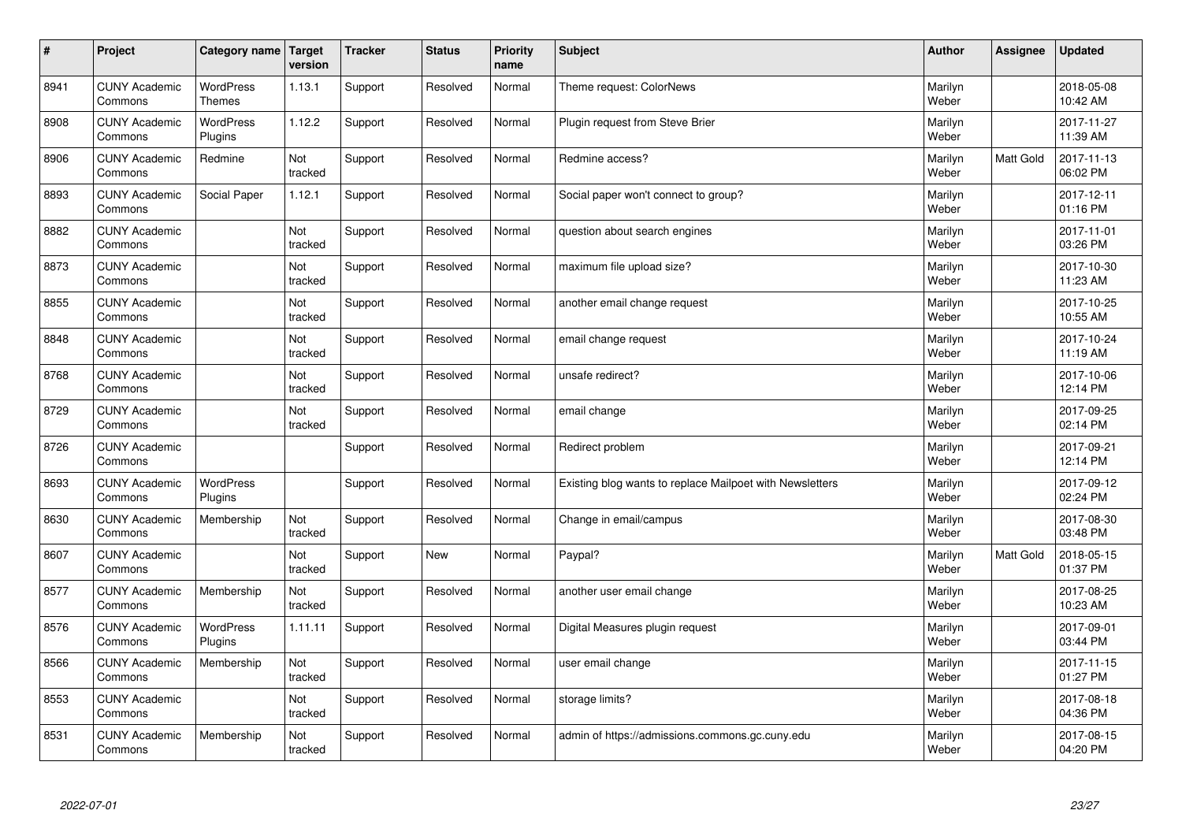| # | Project | Category name | Target version | Tracker | Status | Priority name | Subject | Author | Assignee | Updated |
|---|---|---|---|---|---|---|---|---|---|---|
| 8941 | CUNY Academic Commons | WordPress Themes | 1.13.1 | Support | Resolved | Normal | Theme request: ColorNews | Marilyn Weber | | 2018-05-08 10:42 AM |
| 8908 | CUNY Academic Commons | WordPress Plugins | 1.12.2 | Support | Resolved | Normal | Plugin request from Steve Brier | Marilyn Weber | | 2017-11-27 11:39 AM |
| 8906 | CUNY Academic Commons | Redmine | Not tracked | Support | Resolved | Normal | Redmine access? | Marilyn Weber | Matt Gold | 2017-11-13 06:02 PM |
| 8893 | CUNY Academic Commons | Social Paper | 1.12.1 | Support | Resolved | Normal | Social paper won't connect to group? | Marilyn Weber | | 2017-12-11 01:16 PM |
| 8882 | CUNY Academic Commons | | Not tracked | Support | Resolved | Normal | question about search engines | Marilyn Weber | | 2017-11-01 03:26 PM |
| 8873 | CUNY Academic Commons | | Not tracked | Support | Resolved | Normal | maximum file upload size? | Marilyn Weber | | 2017-10-30 11:23 AM |
| 8855 | CUNY Academic Commons | | Not tracked | Support | Resolved | Normal | another email change request | Marilyn Weber | | 2017-10-25 10:55 AM |
| 8848 | CUNY Academic Commons | | Not tracked | Support | Resolved | Normal | email change request | Marilyn Weber | | 2017-10-24 11:19 AM |
| 8768 | CUNY Academic Commons | | Not tracked | Support | Resolved | Normal | unsafe redirect? | Marilyn Weber | | 2017-10-06 12:14 PM |
| 8729 | CUNY Academic Commons | | Not tracked | Support | Resolved | Normal | email change | Marilyn Weber | | 2017-09-25 02:14 PM |
| 8726 | CUNY Academic Commons | | | Support | Resolved | Normal | Redirect problem | Marilyn Weber | | 2017-09-21 12:14 PM |
| 8693 | CUNY Academic Commons | WordPress Plugins | | Support | Resolved | Normal | Existing blog wants to replace Mailpoet with Newsletters | Marilyn Weber | | 2017-09-12 02:24 PM |
| 8630 | CUNY Academic Commons | Membership | Not tracked | Support | Resolved | Normal | Change in email/campus | Marilyn Weber | | 2017-08-30 03:48 PM |
| 8607 | CUNY Academic Commons | | Not tracked | Support | New | Normal | Paypal? | Marilyn Weber | Matt Gold | 2018-05-15 01:37 PM |
| 8577 | CUNY Academic Commons | Membership | Not tracked | Support | Resolved | Normal | another user email change | Marilyn Weber | | 2017-08-25 10:23 AM |
| 8576 | CUNY Academic Commons | WordPress Plugins | 1.11.11 | Support | Resolved | Normal | Digital Measures plugin request | Marilyn Weber | | 2017-09-01 03:44 PM |
| 8566 | CUNY Academic Commons | Membership | Not tracked | Support | Resolved | Normal | user email change | Marilyn Weber | | 2017-11-15 01:27 PM |
| 8553 | CUNY Academic Commons | | Not tracked | Support | Resolved | Normal | storage limits? | Marilyn Weber | | 2017-08-18 04:36 PM |
| 8531 | CUNY Academic Commons | Membership | Not tracked | Support | Resolved | Normal | admin of https://admissions.commons.gc.cuny.edu | Marilyn Weber | | 2017-08-15 04:20 PM |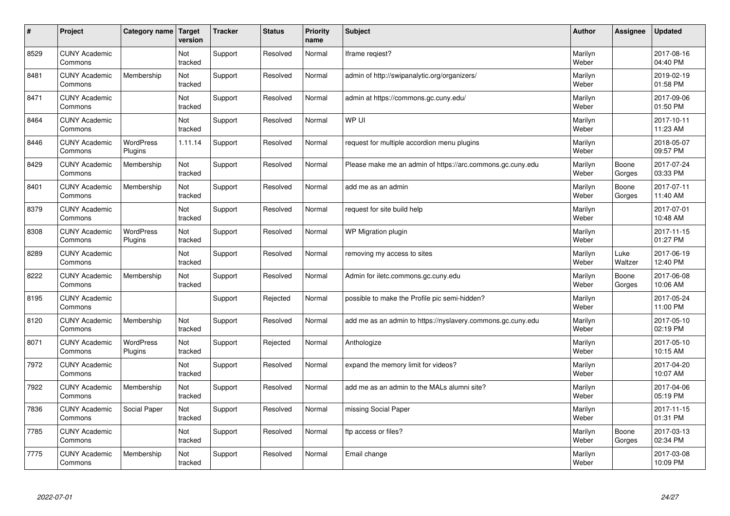| # | Project | Category name | Target version | Tracker | Status | Priority name | Subject | Author | Assignee | Updated |
|---|---|---|---|---|---|---|---|---|---|---|
| 8529 | CUNY Academic Commons | | Not tracked | Support | Resolved | Normal | Iframe reqiest? | Marilyn Weber | | 2017-08-16 04:40 PM |
| 8481 | CUNY Academic Commons | Membership | Not tracked | Support | Resolved | Normal | admin of http://swipanalytic.org/organizers/ | Marilyn Weber | | 2019-02-19 01:58 PM |
| 8471 | CUNY Academic Commons | | Not tracked | Support | Resolved | Normal | admin at https://commons.gc.cuny.edu/ | Marilyn Weber | | 2017-09-06 01:50 PM |
| 8464 | CUNY Academic Commons | | Not tracked | Support | Resolved | Normal | WP UI | Marilyn Weber | | 2017-10-11 11:23 AM |
| 8446 | CUNY Academic Commons | WordPress Plugins | 1.11.14 | Support | Resolved | Normal | request for multiple accordion menu plugins | Marilyn Weber | | 2018-05-07 09:57 PM |
| 8429 | CUNY Academic Commons | Membership | Not tracked | Support | Resolved | Normal | Please make me an admin of https://arc.commons.gc.cuny.edu | Marilyn Weber | Boone Gorges | 2017-07-24 03:33 PM |
| 8401 | CUNY Academic Commons | Membership | Not tracked | Support | Resolved | Normal | add me as an admin | Marilyn Weber | Boone Gorges | 2017-07-11 11:40 AM |
| 8379 | CUNY Academic Commons | | Not tracked | Support | Resolved | Normal | request for site build help | Marilyn Weber | | 2017-07-01 10:48 AM |
| 8308 | CUNY Academic Commons | WordPress Plugins | Not tracked | Support | Resolved | Normal | WP Migration plugin | Marilyn Weber | | 2017-11-15 01:27 PM |
| 8289 | CUNY Academic Commons | | Not tracked | Support | Resolved | Normal | removing my access to sites | Marilyn Weber | Luke Waltzer | 2017-06-19 12:40 PM |
| 8222 | CUNY Academic Commons | Membership | Not tracked | Support | Resolved | Normal | Admin for iletc.commons.gc.cuny.edu | Marilyn Weber | Boone Gorges | 2017-06-08 10:06 AM |
| 8195 | CUNY Academic Commons | | | Support | Rejected | Normal | possible to make the Profile pic semi-hidden? | Marilyn Weber | | 2017-05-24 11:00 PM |
| 8120 | CUNY Academic Commons | Membership | Not tracked | Support | Resolved | Normal | add me as an admin to https://nyslavery.commons.gc.cuny.edu | Marilyn Weber | | 2017-05-10 02:19 PM |
| 8071 | CUNY Academic Commons | WordPress Plugins | Not tracked | Support | Rejected | Normal | Anthologize | Marilyn Weber | | 2017-05-10 10:15 AM |
| 7972 | CUNY Academic Commons | | Not tracked | Support | Resolved | Normal | expand the memory limit for videos? | Marilyn Weber | | 2017-04-20 10:07 AM |
| 7922 | CUNY Academic Commons | Membership | Not tracked | Support | Resolved | Normal | add me as an admin to the MALs alumni site? | Marilyn Weber | | 2017-04-06 05:19 PM |
| 7836 | CUNY Academic Commons | Social Paper | Not tracked | Support | Resolved | Normal | missing Social Paper | Marilyn Weber | | 2017-11-15 01:31 PM |
| 7785 | CUNY Academic Commons | | Not tracked | Support | Resolved | Normal | ftp access or files? | Marilyn Weber | Boone Gorges | 2017-03-13 02:34 PM |
| 7775 | CUNY Academic Commons | Membership | Not tracked | Support | Resolved | Normal | Email change | Marilyn Weber | | 2017-03-08 10:09 PM |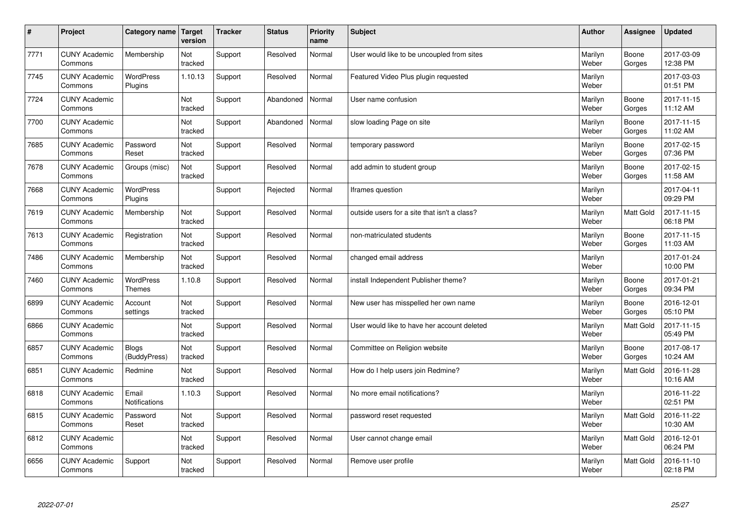| # | Project | Category name | Target version | Tracker | Status | Priority name | Subject | Author | Assignee | Updated |
|---|---|---|---|---|---|---|---|---|---|---|
| 7771 | CUNY Academic Commons | Membership | Not tracked | Support | Resolved | Normal | User would like to be uncoupled from sites | Marilyn Weber | Boone Gorges | 2017-03-09 12:38 PM |
| 7745 | CUNY Academic Commons | WordPress Plugins | 1.10.13 | Support | Resolved | Normal | Featured Video Plus plugin requested | Marilyn Weber | | 2017-03-03 01:51 PM |
| 7724 | CUNY Academic Commons | | Not tracked | Support | Abandoned | Normal | User name confusion | Marilyn Weber | Boone Gorges | 2017-11-15 11:12 AM |
| 7700 | CUNY Academic Commons | | Not tracked | Support | Abandoned | Normal | slow loading Page on site | Marilyn Weber | Boone Gorges | 2017-11-15 11:02 AM |
| 7685 | CUNY Academic Commons | Password Reset | Not tracked | Support | Resolved | Normal | temporary password | Marilyn Weber | Boone Gorges | 2017-02-15 07:36 PM |
| 7678 | CUNY Academic Commons | Groups (misc) | Not tracked | Support | Resolved | Normal | add admin to student group | Marilyn Weber | Boone Gorges | 2017-02-15 11:58 AM |
| 7668 | CUNY Academic Commons | WordPress Plugins | | Support | Rejected | Normal | Iframes question | Marilyn Weber | | 2017-04-11 09:29 PM |
| 7619 | CUNY Academic Commons | Membership | Not tracked | Support | Resolved | Normal | outside users for a site that isn't a class? | Marilyn Weber | Matt Gold | 2017-11-15 06:18 PM |
| 7613 | CUNY Academic Commons | Registration | Not tracked | Support | Resolved | Normal | non-matriculated students | Marilyn Weber | Boone Gorges | 2017-11-15 11:03 AM |
| 7486 | CUNY Academic Commons | Membership | Not tracked | Support | Resolved | Normal | changed email address | Marilyn Weber | | 2017-01-24 10:00 PM |
| 7460 | CUNY Academic Commons | WordPress Themes | 1.10.8 | Support | Resolved | Normal | install Independent Publisher theme? | Marilyn Weber | Boone Gorges | 2017-01-21 09:34 PM |
| 6899 | CUNY Academic Commons | Account settings | Not tracked | Support | Resolved | Normal | New user has misspelled her own name | Marilyn Weber | Boone Gorges | 2016-12-01 05:10 PM |
| 6866 | CUNY Academic Commons | | Not tracked | Support | Resolved | Normal | User would like to have her account deleted | Marilyn Weber | Matt Gold | 2017-11-15 05:49 PM |
| 6857 | CUNY Academic Commons | Blogs (BuddyPress) | Not tracked | Support | Resolved | Normal | Committee on Religion website | Marilyn Weber | Boone Gorges | 2017-08-17 10:24 AM |
| 6851 | CUNY Academic Commons | Redmine | Not tracked | Support | Resolved | Normal | How do I help users join Redmine? | Marilyn Weber | Matt Gold | 2016-11-28 10:16 AM |
| 6818 | CUNY Academic Commons | Email Notifications | 1.10.3 | Support | Resolved | Normal | No more email notifications? | Marilyn Weber | | 2016-11-22 02:51 PM |
| 6815 | CUNY Academic Commons | Password Reset | Not tracked | Support | Resolved | Normal | password reset requested | Marilyn Weber | Matt Gold | 2016-11-22 10:30 AM |
| 6812 | CUNY Academic Commons | | Not tracked | Support | Resolved | Normal | User cannot change email | Marilyn Weber | Matt Gold | 2016-12-01 06:24 PM |
| 6656 | CUNY Academic Commons | Support | Not tracked | Support | Resolved | Normal | Remove user profile | Marilyn Weber | Matt Gold | 2016-11-10 02:18 PM |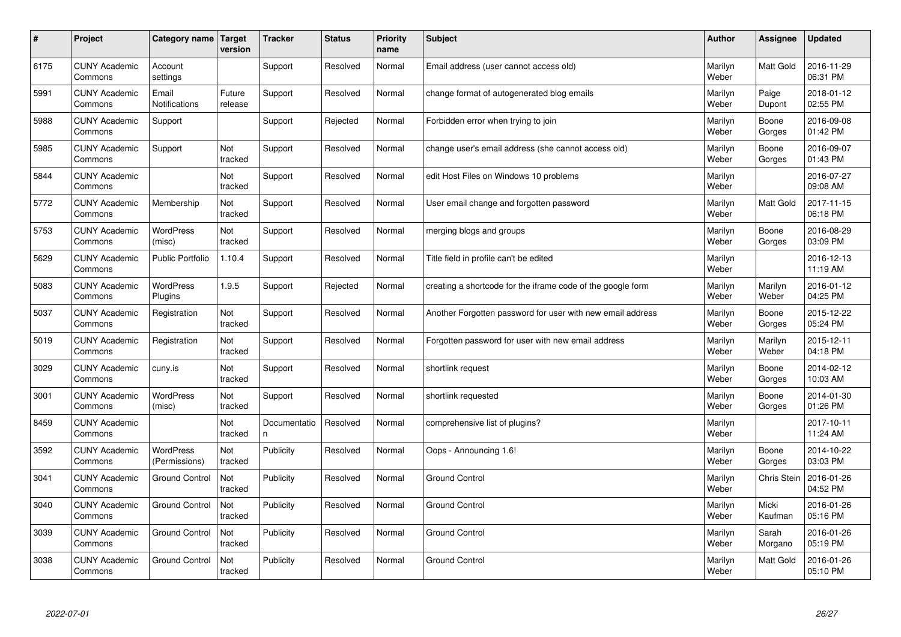| # | Project | Category name | Target version | Tracker | Status | Priority name | Subject | Author | Assignee | Updated |
|---|---|---|---|---|---|---|---|---|---|---|
| 6175 | CUNY Academic Commons | Account settings | | Support | Resolved | Normal | Email address (user cannot access old) | Marilyn Weber | Matt Gold | 2016-11-29 06:31 PM |
| 5991 | CUNY Academic Commons | Email Notifications | Future release | Support | Resolved | Normal | change format of autogenerated blog emails | Marilyn Weber | Paige Dupont | 2018-01-12 02:55 PM |
| 5988 | CUNY Academic Commons | Support | | Support | Rejected | Normal | Forbidden error when trying to join | Marilyn Weber | Boone Gorges | 2016-09-08 01:42 PM |
| 5985 | CUNY Academic Commons | Support | Not tracked | Support | Resolved | Normal | change user's email address (she cannot access old) | Marilyn Weber | Boone Gorges | 2016-09-07 01:43 PM |
| 5844 | CUNY Academic Commons | | Not tracked | Support | Resolved | Normal | edit Host Files on Windows 10 problems | Marilyn Weber | | 2016-07-27 09:08 AM |
| 5772 | CUNY Academic Commons | Membership | Not tracked | Support | Resolved | Normal | User email change and forgotten password | Marilyn Weber | Matt Gold | 2017-11-15 06:18 PM |
| 5753 | CUNY Academic Commons | WordPress (misc) | Not tracked | Support | Resolved | Normal | merging blogs and groups | Marilyn Weber | Boone Gorges | 2016-08-29 03:09 PM |
| 5629 | CUNY Academic Commons | Public Portfolio | 1.10.4 | Support | Resolved | Normal | Title field in profile can't be edited | Marilyn Weber | | 2016-12-13 11:19 AM |
| 5083 | CUNY Academic Commons | WordPress Plugins | 1.9.5 | Support | Rejected | Normal | creating a shortcode for the iframe code of the google form | Marilyn Weber | Marilyn Weber | 2016-01-12 04:25 PM |
| 5037 | CUNY Academic Commons | Registration | Not tracked | Support | Resolved | Normal | Another Forgotten password for user with new email address | Marilyn Weber | Boone Gorges | 2015-12-22 05:24 PM |
| 5019 | CUNY Academic Commons | Registration | Not tracked | Support | Resolved | Normal | Forgotten password for user with new email address | Marilyn Weber | Marilyn Weber | 2015-12-11 04:18 PM |
| 3029 | CUNY Academic Commons | cuny.is | Not tracked | Support | Resolved | Normal | shortlink request | Marilyn Weber | Boone Gorges | 2014-02-12 10:03 AM |
| 3001 | CUNY Academic Commons | WordPress (misc) | Not tracked | Support | Resolved | Normal | shortlink requested | Marilyn Weber | Boone Gorges | 2014-01-30 01:26 PM |
| 8459 | CUNY Academic Commons | | Not tracked | Documentation | Resolved | Normal | comprehensive list of plugins? | Marilyn Weber | | 2017-10-11 11:24 AM |
| 3592 | CUNY Academic Commons | WordPress (Permissions) | Not tracked | Publicity | Resolved | Normal | Oops - Announcing 1.6! | Marilyn Weber | Boone Gorges | 2014-10-22 03:03 PM |
| 3041 | CUNY Academic Commons | Ground Control | Not tracked | Publicity | Resolved | Normal | Ground Control | Marilyn Weber | Chris Stein | 2016-01-26 04:52 PM |
| 3040 | CUNY Academic Commons | Ground Control | Not tracked | Publicity | Resolved | Normal | Ground Control | Marilyn Weber | Micki Kaufman | 2016-01-26 05:16 PM |
| 3039 | CUNY Academic Commons | Ground Control | Not tracked | Publicity | Resolved | Normal | Ground Control | Marilyn Weber | Sarah Morgano | 2016-01-26 05:19 PM |
| 3038 | CUNY Academic Commons | Ground Control | Not tracked | Publicity | Resolved | Normal | Ground Control | Marilyn Weber | Matt Gold | 2016-01-26 05:10 PM |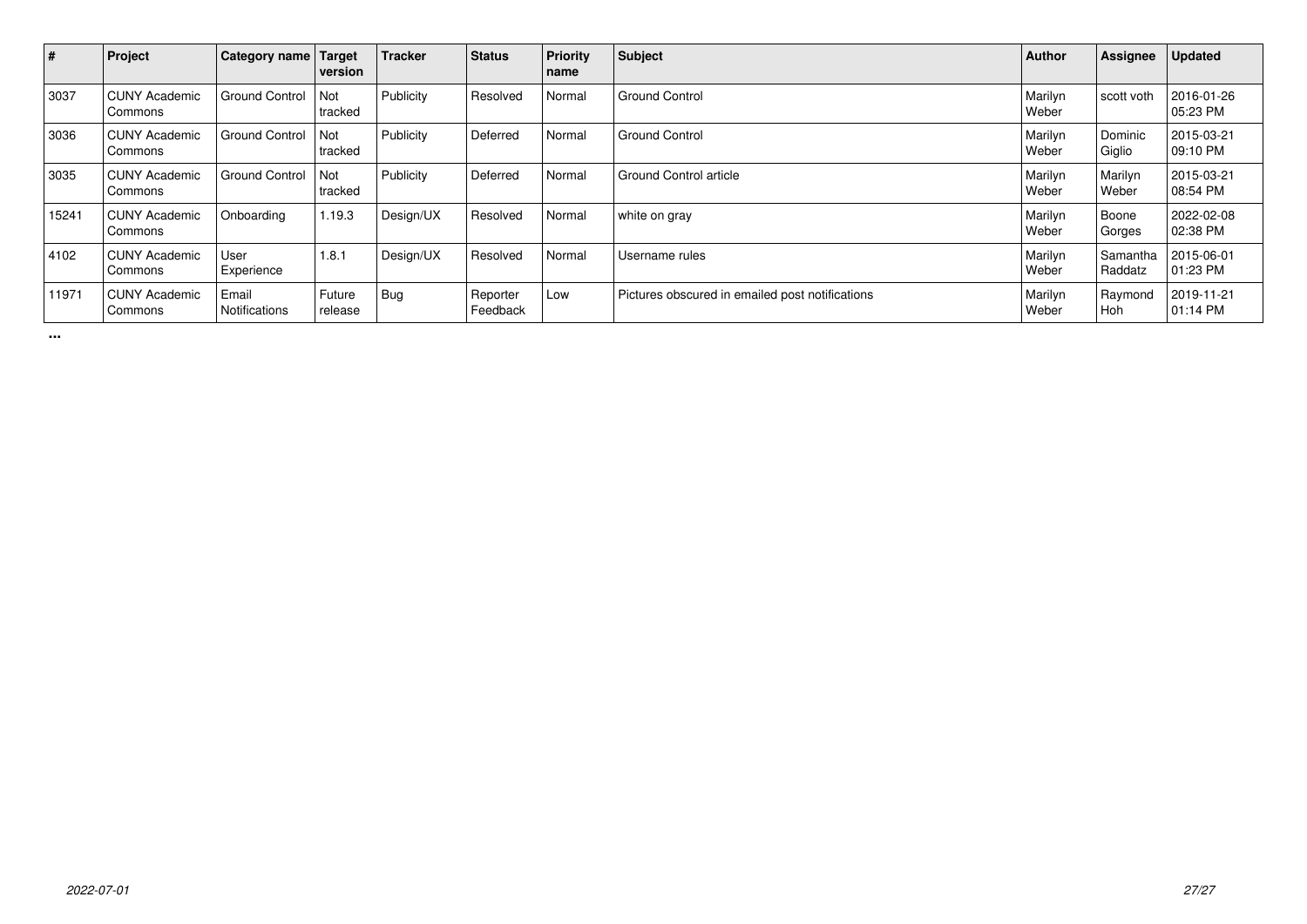| # | Project | Category name | Target version | Tracker | Status | Priority name | Subject | Author | Assignee | Updated |
|---|---|---|---|---|---|---|---|---|---|---|
| 3037 | CUNY Academic Commons | Ground Control | Not tracked | Publicity | Resolved | Normal | Ground Control | Marilyn Weber | scott voth | 2016-01-26 05:23 PM |
| 3036 | CUNY Academic Commons | Ground Control | Not tracked | Publicity | Deferred | Normal | Ground Control | Marilyn Weber | Dominic Giglio | 2015-03-21 09:10 PM |
| 3035 | CUNY Academic Commons | Ground Control | Not tracked | Publicity | Deferred | Normal | Ground Control article | Marilyn Weber | Marilyn Weber | 2015-03-21 08:54 PM |
| 15241 | CUNY Academic Commons | Onboarding | 1.19.3 | Design/UX | Resolved | Normal | white on gray | Marilyn Weber | Boone Gorges | 2022-02-08 02:38 PM |
| 4102 | CUNY Academic Commons | User Experience | 1.8.1 | Design/UX | Resolved | Normal | Username rules | Marilyn Weber | Samantha Raddatz | 2015-06-01 01:23 PM |
| 11971 | CUNY Academic Commons | Email Notifications | Future release | Bug | Reporter Feedback | Low | Pictures obscured in emailed post notifications | Marilyn Weber | Raymond Hoh | 2019-11-21 01:14 PM |

...